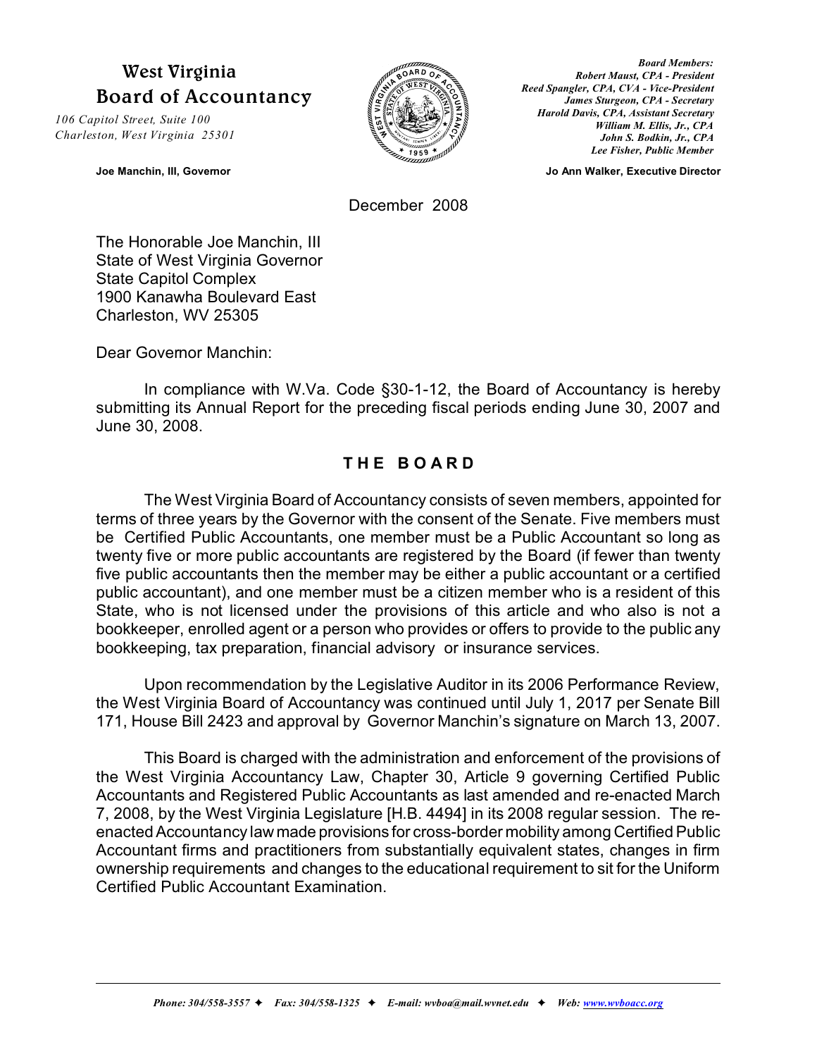# West Virginia Board of Accountancy

*106 Capitol Street, Suite 100*
*Charleston, West Virginia 25301*

**Joe Manchin, III, Governor**

***Board Members:***
***Robert Maust, CPA - President***
***Reed Spangler, CPA, CVA - Vice-President***
***James Sturgeon, CPA - Secretary***
***Harold Davis, CPA, Assistant Secretary***
***William M. Ellis, Jr., CPA***
***John S. Bodkin, Jr., CPA***
***Lee Fisher, Public Member***

**Jo Ann Walker, Executive Director**

December 2008

The Honorable Joe Manchin, III
State of West Virginia Governor
State Capitol Complex
1900 Kanawha Boulevard East
Charleston, WV 25305

Dear Governor Manchin:

In compliance with W.Va. Code §30-1-12, the Board of Accountancy is hereby submitting its Annual Report for the preceding fiscal periods ending June 30, 2007 and June 30, 2008.

## THE BOARD

The West Virginia Board of Accountancy consists of seven members, appointed for terms of three years by the Governor with the consent of the Senate. Five members must be Certified Public Accountants, one member must be a Public Accountant so long as twenty five or more public accountants are registered by the Board (if fewer than twenty five public accountants then the member may be either a public accountant or a certified public accountant), and one member must be a citizen member who is a resident of this State, who is not licensed under the provisions of this article and who also is not a bookkeeper, enrolled agent or a person who provides or offers to provide to the public any bookkeeping, tax preparation, financial advisory or insurance services.

Upon recommendation by the Legislative Auditor in its 2006 Performance Review, the West Virginia Board of Accountancy was continued until July 1, 2017 per Senate Bill 171, House Bill 2423 and approval by Governor Manchin's signature on March 13, 2007.

This Board is charged with the administration and enforcement of the provisions of the West Virginia Accountancy Law, Chapter 30, Article 9 governing Certified Public Accountants and Registered Public Accountants as last amended and re-enacted March 7, 2008, by the West Virginia Legislature [H.B. 4494] in its 2008 regular session. The re-enacted Accountancy law made provisions for cross-border mobility among Certified Public Accountant firms and practitioners from substantially equivalent states, changes in firm ownership requirements and changes to the educational requirement to sit for the Uniform Certified Public Accountant Examination.

*Phone: 304/558-3557 ✦ Fax: 304/558-1325 ✦ E-mail: wvboa@mail.wvnet.edu ✦ Web: www.wvboacc.org*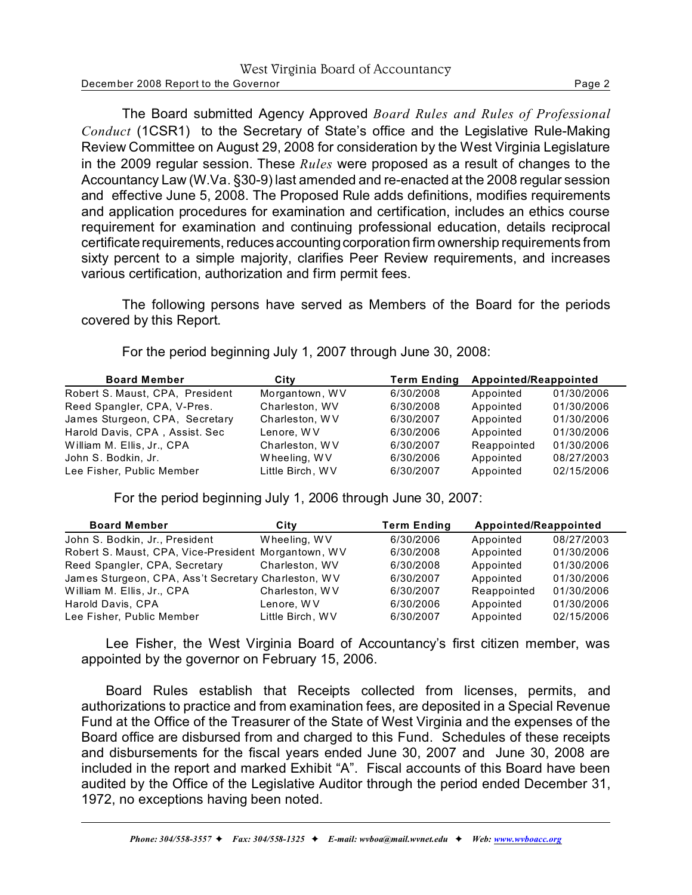The Board submitted Agency Approved *Board Rules and Rules of Professional Conduct* (1CSR1) to the Secretary of State's office and the Legislative Rule-Making Review Committee on August 29, 2008 for consideration by the West Virginia Legislature in the 2009 regular session. These *Rules* were proposed as a result of changes to the Accountancy Law (W.Va. §30-9) last amended and re-enacted at the 2008 regular session and effective June 5, 2008. The Proposed Rule adds definitions, modifies requirements and application procedures for examination and certification, includes an ethics course requirement for examination and continuing professional education, details reciprocal certificate requirements, reduces accounting corporation firm ownership requirements from sixty percent to a simple majority, clarifies Peer Review requirements, and increases various certification, authorization and firm permit fees.

The following persons have served as Members of the Board for the periods covered by this Report.

For the period beginning July 1, 2007 through June 30, 2008:

| Board Member | City | Term Ending | Appointed/Reappointed | |
|---|---|---|---|---|
| Robert S. Maust, CPA, President | Morgantown, WV | 6/30/2008 | Appointed | 01/30/2006 |
| Reed Spangler, CPA, V-Pres. | Charleston, WV | 6/30/2008 | Appointed | 01/30/2006 |
| James Sturgeon, CPA, Secretary | Charleston, WV | 6/30/2007 | Appointed | 01/30/2006 |
| Harold Davis, CPA , Assist. Sec | Lenore, WV | 6/30/2006 | Appointed | 01/30/2006 |
| William M. Ellis, Jr., CPA | Charleston, WV | 6/30/2007 | Reappointed | 01/30/2006 |
| John S. Bodkin, Jr. | Wheeling, WV | 6/30/2006 | Appointed | 08/27/2003 |
| Lee Fisher, Public Member | Little Birch, WV | 6/30/2007 | Appointed | 02/15/2006 |

For the period beginning July 1, 2006 through June 30, 2007:

| Board Member | City | Term Ending | Appointed/Reappointed | |
|---|---|---|---|---|
| John S. Bodkin, Jr., President | Wheeling, WV | 6/30/2006 | Appointed | 08/27/2003 |
| Robert S. Maust, CPA, Vice-President | Morgantown, WV | 6/30/2008 | Appointed | 01/30/2006 |
| Reed Spangler, CPA, Secretary | Charleston, WV | 6/30/2008 | Appointed | 01/30/2006 |
| James Sturgeon, CPA, Ass't Secretary | Charleston, WV | 6/30/2007 | Appointed | 01/30/2006 |
| William M. Ellis, Jr., CPA | Charleston, WV | 6/30/2007 | Reappointed | 01/30/2006 |
| Harold Davis, CPA | Lenore, WV | 6/30/2006 | Appointed | 01/30/2006 |
| Lee Fisher, Public Member | Little Birch, WV | 6/30/2007 | Appointed | 02/15/2006 |

Lee Fisher, the West Virginia Board of Accountancy's first citizen member, was appointed by the governor on February 15, 2006.

Board Rules establish that Receipts collected from licenses, permits, and authorizations to practice and from examination fees, are deposited in a Special Revenue Fund at the Office of the Treasurer of the State of West Virginia and the expenses of the Board office are disbursed from and charged to this Fund. Schedules of these receipts and disbursements for the fiscal years ended June 30, 2007 and June 30, 2008 are included in the report and marked Exhibit "A". Fiscal accounts of this Board have been audited by the Office of the Legislative Auditor through the period ended December 31, 1972, no exceptions having been noted.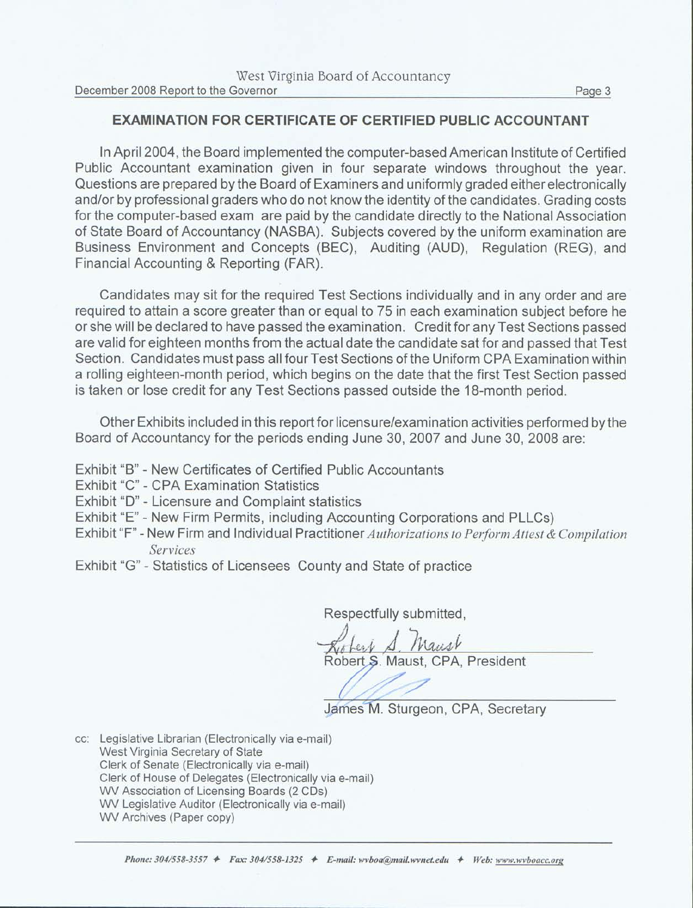## EXAMINATION FOR CERTIFICATE OF CERTIFIED PUBLIC ACCOUNTANT

In April 2004, the Board implemented the computer-based American Institute of Certified Public Accountant examination given in four separate windows throughout the year. Questions are prepared by the Board of Examiners and uniformly graded either electronically and/or by professional graders who do not know the identity of the candidates. Grading costs for the computer-based exam are paid by the candidate directly to the National Association of State Board of Accountancy (NASBA). Subjects covered by the uniform examination are Business Environment and Concepts (BEC), Auditing (AUD), Regulation (REG), and Financial Accounting & Reporting (FAR).

Candidates may sit for the required Test Sections individually and in any order and are required to attain a score greater than or equal to 75 in each examination subject before he or she will be declared to have passed the examination. Credit for any Test Sections passed are valid for eighteen months from the actual date the candidate sat for and passed that Test Section. Candidates must pass all four Test Sections of the Uniform CPA Examination within a rolling eighteen-month period, which begins on the date that the first Test Section passed is taken or lose credit for any Test Sections passed outside the 18-month period.

Other Exhibits included in this report for licensure/examination activities performed by the Board of Accountancy for the periods ending June 30, 2007 and June 30, 2008 are:

Exhibit "B" - New Certificates of Certified Public Accountants
Exhibit "C" - CPA Examination Statistics
Exhibit "D" - Licensure and Complaint statistics
Exhibit "E" - New Firm Permits, including Accounting Corporations and PLLCs)
Exhibit "F" - New Firm and Individual Practitioner *Authorizations to Perform Attest & Compilation Services*
Exhibit "G" - Statistics of Licensees County and State of practice

Respectfully submitted,

Robert S. Maust, CPA, President

James M. Sturgeon, CPA, Secretary

cc: Legislative Librarian (Electronically via e-mail)
West Virginia Secretary of State
Clerk of Senate (Electronically via e-mail)
Clerk of House of Delegates (Electronically via e-mail)
WV Association of Licensing Boards (2 CDs)
WV Legislative Auditor (Electronically via e-mail)
WV Archives (Paper copy)

*Phone: 304/558-3557 ✦ Fax: 304/558-1325 ✦ E-mail: wvboa@mail.wvnet.edu ✦ Web: www.wvboacc.org*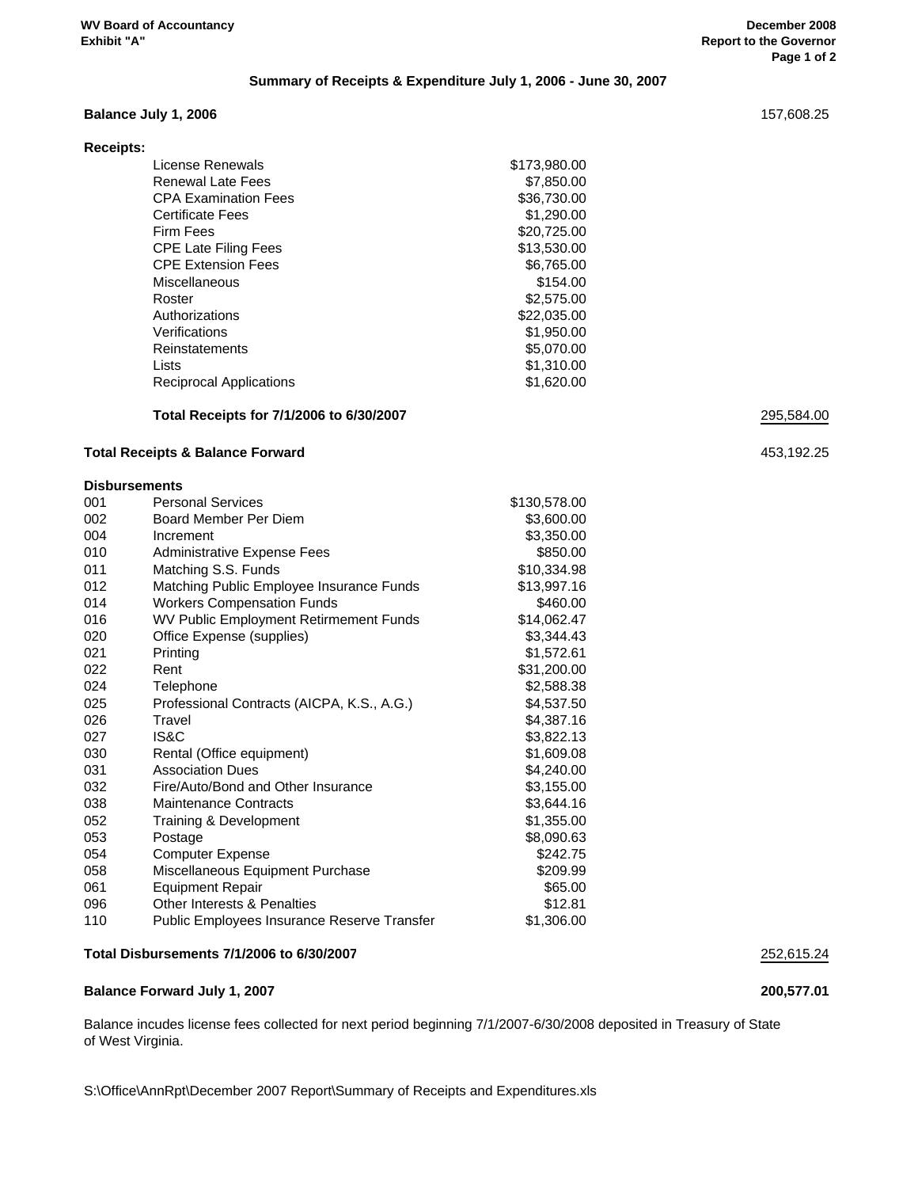**WV Board of Accountancy**
**Exhibit "A"**

**December 2008**
**Report to the Governor**

### Summary of Receipts & Expenditure July 1, 2006 - June 30, 2007

| | | | |
|---|---|---|---|
| **Balance July 1, 2006** | | | 157,608.25 |
| **Receipts:** | | | |
| | License Renewals | $173,980.00 | |
| | Renewal Late Fees | $7,850.00 | |
| | CPA Examination Fees | $36,730.00 | |
| | Certificate Fees | $1,290.00 | |
| | Firm Fees | $20,725.00 | |
| | CPE Late Filing Fees | $13,530.00 | |
| | CPE Extension Fees | $6,765.00 | |
| | Miscellaneous | $154.00 | |
| | Roster | $2,575.00 | |
| | Authorizations | $22,035.00 | |
| | Verifications | $1,950.00 | |
| | Reinstatements | $5,070.00 | |
| | Lists | $1,310.00 | |
| | Reciprocal Applications | $1,620.00 | |
| | **Total Receipts for 7/1/2006 to 6/30/2007** | | 295,584.00 |
| **Total Receipts & Balance Forward** | | | 453,192.25 |
| **Disbursements** | | | |
| 001 | Personal Services | $130,578.00 | |
| 002 | Board Member Per Diem | $3,600.00 | |
| 004 | Increment | $3,350.00 | |
| 010 | Administrative Expense Fees | $850.00 | |
| 011 | Matching S.S. Funds | $10,334.98 | |
| 012 | Matching Public Employee Insurance Funds | $13,997.16 | |
| 014 | Workers Compensation Funds | $460.00 | |
| 016 | WV Public Employment Retirement Funds | $14,062.47 | |
| 020 | Office Expense (supplies) | $3,344.43 | |
| 021 | Printing | $1,572.61 | |
| 022 | Rent | $31,200.00 | |
| 024 | Telephone | $2,588.38 | |
| 025 | Professional Contracts (AICPA, K.S., A.G.) | $4,537.50 | |
| 026 | Travel | $4,387.16 | |
| 027 | IS&C | $3,822.13 | |
| 030 | Rental (Office equipment) | $1,609.08 | |
| 031 | Association Dues | $4,240.00 | |
| 032 | Fire/Auto/Bond and Other Insurance | $3,155.00 | |
| 038 | Maintenance Contracts | $3,644.16 | |
| 052 | Training & Development | $1,355.00 | |
| 053 | Postage | $8,090.63 | |
| 054 | Computer Expense | $242.75 | |
| 058 | Miscellaneous Equipment Purchase | $209.99 | |
| 061 | Equipment Repair | $65.00 | |
| 096 | Other Interests & Penalties | $12.81 | |
| 110 | Public Employees Insurance Reserve Transfer | $1,306.00 | |
| **Total Disbursements 7/1/2006 to 6/30/2007** | | | 252,615.24 |
| **Balance Forward July 1, 2007** | | | **200,577.01** |

Balance incudes license fees collected for next period beginning 7/1/2007-6/30/2008 deposited in Treasury of State of West Virginia.

S:\Office\AnnRpt\December 2007 Report\Summary of Receipts and Expenditures.xls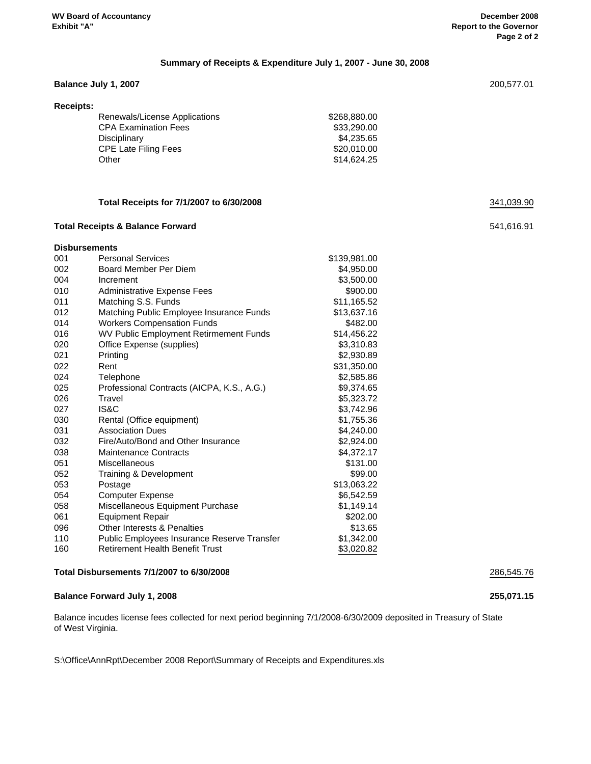## Summary of Receipts & Expenditure July 1, 2007 - June 30, 2008

| | | | |
|---|---|---|---|
| **Balance July 1, 2007** | | | 200,577.01 |
| **Receipts:** | | | |
| | Renewals/License Applications | $268,880.00 | |
| | CPA Examination Fees | $33,290.00 | |
| | Disciplinary | $4,235.65 | |
| | CPE Late Filing Fees | $20,010.00 | |
| | Other | $14,624.25 | |
| | **Total Receipts for 7/1/2007 to 6/30/2008** | | 341,039.90 |
| **Total Receipts & Balance Forward** | | | 541,616.91 |
| **Disbursements** | | | |
| 001 | Personal Services | $139,981.00 | |
| 002 | Board Member Per Diem | $4,950.00 | |
| 004 | Increment | $3,500.00 | |
| 010 | Administrative Expense Fees | $900.00 | |
| 011 | Matching S.S. Funds | $11,165.52 | |
| 012 | Matching Public Employee Insurance Funds | $13,637.16 | |
| 014 | Workers Compensation Funds | $482.00 | |
| 016 | WV Public Employment Retirment Funds | $14,456.22 | |
| 020 | Office Expense (supplies) | $3,310.83 | |
| 021 | Printing | $2,930.89 | |
| 022 | Rent | $31,350.00 | |
| 024 | Telephone | $2,585.86 | |
| 025 | Professional Contracts (AICPA, K.S., A.G.) | $9,374.65 | |
| 026 | Travel | $5,323.72 | |
| 027 | IS&C | $3,742.96 | |
| 030 | Rental (Office equipment) | $1,755.36 | |
| 031 | Association Dues | $4,240.00 | |
| 032 | Fire/Auto/Bond and Other Insurance | $2,924.00 | |
| 038 | Maintenance Contracts | $4,372.17 | |
| 051 | Miscellaneous | $131.00 | |
| 052 | Training & Development | $99.00 | |
| 053 | Postage | $13,063.22 | |
| 054 | Computer Expense | $6,542.59 | |
| 058 | Miscellaneous Equipment Purchase | $1,149.14 | |
| 061 | Equipment Repair | $202.00 | |
| 096 | Other Interests & Penalties | $13.65 | |
| 110 | Public Employees Insurance Reserve Transfer | $1,342.00 | |
| 160 | Retirement Health Benefit Trust | $3,020.82 | |
| **Total Disbursements 7/1/2007 to 6/30/2008** | | | 286,545.76 |
| **Balance Forward July 1, 2008** | | | **255,071.15** |

Balance incudes license fees collected for next period beginning 7/1/2008-6/30/2009 deposited in Treasury of State of West Virginia.

S:\Office\AnnRpt\December 2008 Report\Summary of Receipts and Expenditures.xls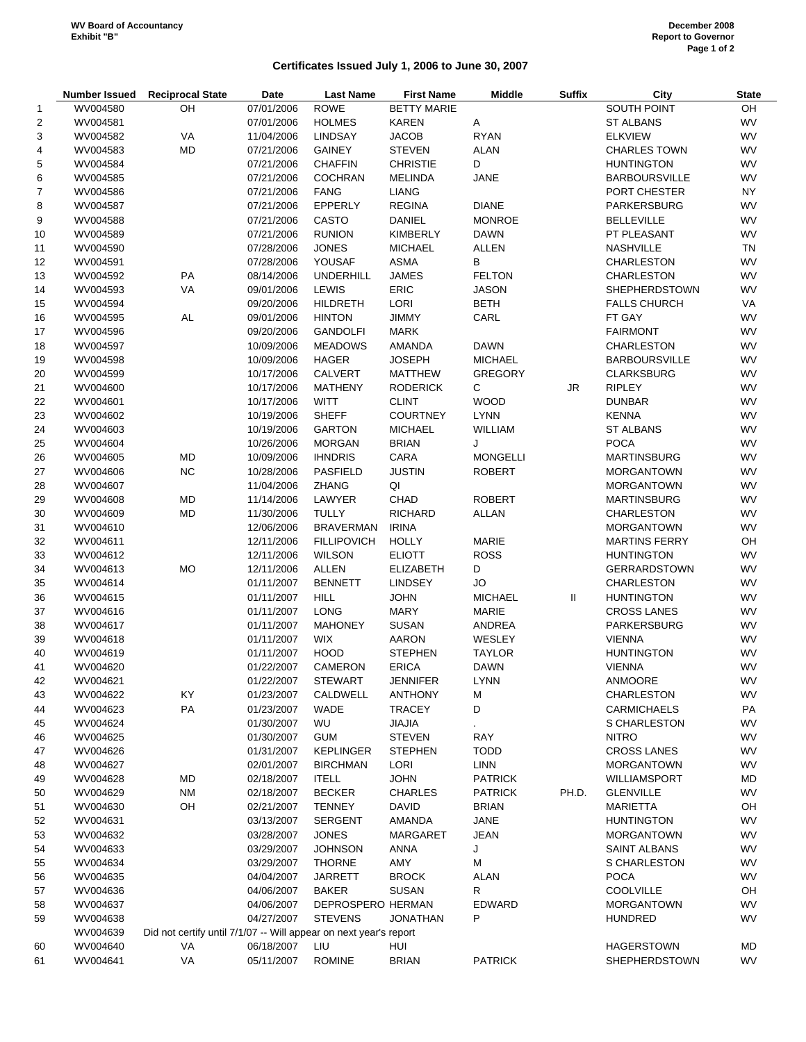WV Board of Accountancy
Exhibit "B"

December 2008
Report to Governor

### Certificates Issued July 1, 2006 to June 30, 2007

| | Number Issued | Reciprocal State | Date | Last Name | First Name | Middle | Suffix | City | State |
|---|---|---|---|---|---|---|---|---|---|
| 1 | WV004580 | OH | 07/01/2006 | ROWE | BETTY MARIE | | | SOUTH POINT | OH |
| 2 | WV004581 | | 07/01/2006 | HOLMES | KAREN | A | | ST ALBANS | WV |
| 3 | WV004582 | VA | 11/04/2006 | LINDSAY | JACOB | RYAN | | ELKVIEW | WV |
| 4 | WV004583 | MD | 07/21/2006 | GAINEY | STEVEN | ALAN | | CHARLES TOWN | WV |
| 5 | WV004584 | | 07/21/2006 | CHAFFIN | CHRISTIE | D | | HUNTINGTON | WV |
| 6 | WV004585 | | 07/21/2006 | COCHRAN | MELINDA | JANE | | BARBOURSVILLE | WV |
| 7 | WV004586 | | 07/21/2006 | FANG | LIANG | | | PORT CHESTER | NY |
| 8 | WV004587 | | 07/21/2006 | EPPERLY | REGINA | DIANE | | PARKERSBURG | WV |
| 9 | WV004588 | | 07/21/2006 | CASTO | DANIEL | MONROE | | BELLEVILLE | WV |
| 10 | WV004589 | | 07/21/2006 | RUNION | KIMBERLY | DAWN | | PT PLEASANT | WV |
| 11 | WV004590 | | 07/28/2006 | JONES | MICHAEL | ALLEN | | NASHVILLE | TN |
| 12 | WV004591 | | 07/28/2006 | YOUSAF | ASMA | B | | CHARLESTON | WV |
| 13 | WV004592 | PA | 08/14/2006 | UNDERHILL | JAMES | FELTON | | CHARLESTON | WV |
| 14 | WV004593 | VA | 09/01/2006 | LEWIS | ERIC | JASON | | SHEPHERDSTOWN | WV |
| 15 | WV004594 | | 09/20/2006 | HILDRETH | LORI | BETH | | FALLS CHURCH | VA |
| 16 | WV004595 | AL | 09/01/2006 | HINTON | JIMMY | CARL | | FT GAY | WV |
| 17 | WV004596 | | 09/20/2006 | GANDOLFI | MARK | | | FAIRMONT | WV |
| 18 | WV004597 | | 10/09/2006 | MEADOWS | AMANDA | DAWN | | CHARLESTON | WV |
| 19 | WV004598 | | 10/09/2006 | HAGER | JOSEPH | MICHAEL | | BARBOURSVILLE | WV |
| 20 | WV004599 | | 10/17/2006 | CALVERT | MATTHEW | GREGORY | | CLARKSBURG | WV |
| 21 | WV004600 | | 10/17/2006 | MATHENY | RODERICK | C | JR | RIPLEY | WV |
| 22 | WV004601 | | 10/17/2006 | WITT | CLINT | WOOD | | DUNBAR | WV |
| 23 | WV004602 | | 10/19/2006 | SHEFF | COURTNEY | LYNN | | KENNA | WV |
| 24 | WV004603 | | 10/19/2006 | GARTON | MICHAEL | WILLIAM | | ST ALBANS | WV |
| 25 | WV004604 | | 10/26/2006 | MORGAN | BRIAN | J | | POCA | WV |
| 26 | WV004605 | MD | 10/09/2006 | IHNDRIS | CARA | MONGELLI | | MARTINSBURG | WV |
| 27 | WV004606 | NC | 10/28/2006 | PASFIELD | JUSTIN | ROBERT | | MORGANTOWN | WV |
| 28 | WV004607 | | 11/04/2006 | ZHANG | QI | | | MORGANTOWN | WV |
| 29 | WV004608 | MD | 11/14/2006 | LAWYER | CHAD | ROBERT | | MARTINSBURG | WV |
| 30 | WV004609 | MD | 11/30/2006 | TULLY | RICHARD | ALLAN | | CHARLESTON | WV |
| 31 | WV004610 | | 12/06/2006 | BRAVERMAN | IRINA | | | MORGANTOWN | WV |
| 32 | WV004611 | | 12/11/2006 | FILLIPOVICH | HOLLY | MARIE | | MARTINS FERRY | OH |
| 33 | WV004612 | | 12/11/2006 | WILSON | ELIOTT | ROSS | | HUNTINGTON | WV |
| 34 | WV004613 | MO | 12/11/2006 | ALLEN | ELIZABETH | D | | GERRARDSTOWN | WV |
| 35 | WV004614 | | 01/11/2007 | BENNETT | LINDSEY | JO | | CHARLESTON | WV |
| 36 | WV004615 | | 01/11/2007 | HILL | JOHN | MICHAEL | II | HUNTINGTON | WV |
| 37 | WV004616 | | 01/11/2007 | LONG | MARY | MARIE | | CROSS LANES | WV |
| 38 | WV004617 | | 01/11/2007 | MAHONEY | SUSAN | ANDREA | | PARKERSBURG | WV |
| 39 | WV004618 | | 01/11/2007 | WIX | AARON | WESLEY | | VIENNA | WV |
| 40 | WV004619 | | 01/11/2007 | HOOD | STEPHEN | TAYLOR | | HUNTINGTON | WV |
| 41 | WV004620 | | 01/22/2007 | CAMERON | ERICA | DAWN | | VIENNA | WV |
| 42 | WV004621 | | 01/22/2007 | STEWART | JENNIFER | LYNN | | ANMOORE | WV |
| 43 | WV004622 | KY | 01/23/2007 | CALDWELL | ANTHONY | M | | CHARLESTON | WV |
| 44 | WV004623 | PA | 01/23/2007 | WADE | TRACEY | D | | CARMICHAELS | PA |
| 45 | WV004624 | | 01/30/2007 | WU | JIAJIA | . | | S CHARLESTON | WV |
| 46 | WV004625 | | 01/30/2007 | GUM | STEVEN | RAY | | NITRO | WV |
| 47 | WV004626 | | 01/31/2007 | KEPLINGER | STEPHEN | TODD | | CROSS LANES | WV |
| 48 | WV004627 | | 02/01/2007 | BIRCHMAN | LORI | LINN | | MORGANTOWN | WV |
| 49 | WV004628 | MD | 02/18/2007 | ITELL | JOHN | PATRICK | | WILLIAMSPORT | MD |
| 50 | WV004629 | NM | 02/18/2007 | BECKER | CHARLES | PATRICK | PH.D. | GLENVILLE | WV |
| 51 | WV004630 | OH | 02/21/2007 | TENNEY | DAVID | BRIAN | | MARIETTA | OH |
| 52 | WV004631 | | 03/13/2007 | SERGENT | AMANDA | JANE | | HUNTINGTON | WV |
| 53 | WV004632 | | 03/28/2007 | JONES | MARGARET | JEAN | | MORGANTOWN | WV |
| 54 | WV004633 | | 03/29/2007 | JOHNSON | ANNA | J | | SAINT ALBANS | WV |
| 55 | WV004634 | | 03/29/2007 | THORNE | AMY | M | | S CHARLESTON | WV |
| 56 | WV004635 | | 04/04/2007 | JARRETT | BROCK | ALAN | | POCA | WV |
| 57 | WV004636 | | 04/06/2007 | BAKER | SUSAN | R | | COOLVILLE | OH |
| 58 | WV004637 | | 04/06/2007 | DEPROSPERO | HERMAN | EDWARD | | MORGANTOWN | WV |
| 59 | WV004638 | | 04/27/2007 | STEVENS | JONATHAN | P | | HUNDRED | WV |
| | WV004639 | Did not certify until 7/1/07 -- Will appear on next year's report | | | | | | | |
| 60 | WV004640 | VA | 06/18/2007 | LIU | HUI | | | HAGERSTOWN | MD |
| 61 | WV004641 | VA | 05/11/2007 | ROMINE | BRIAN | PATRICK | | SHEPHERDSTOWN | WV |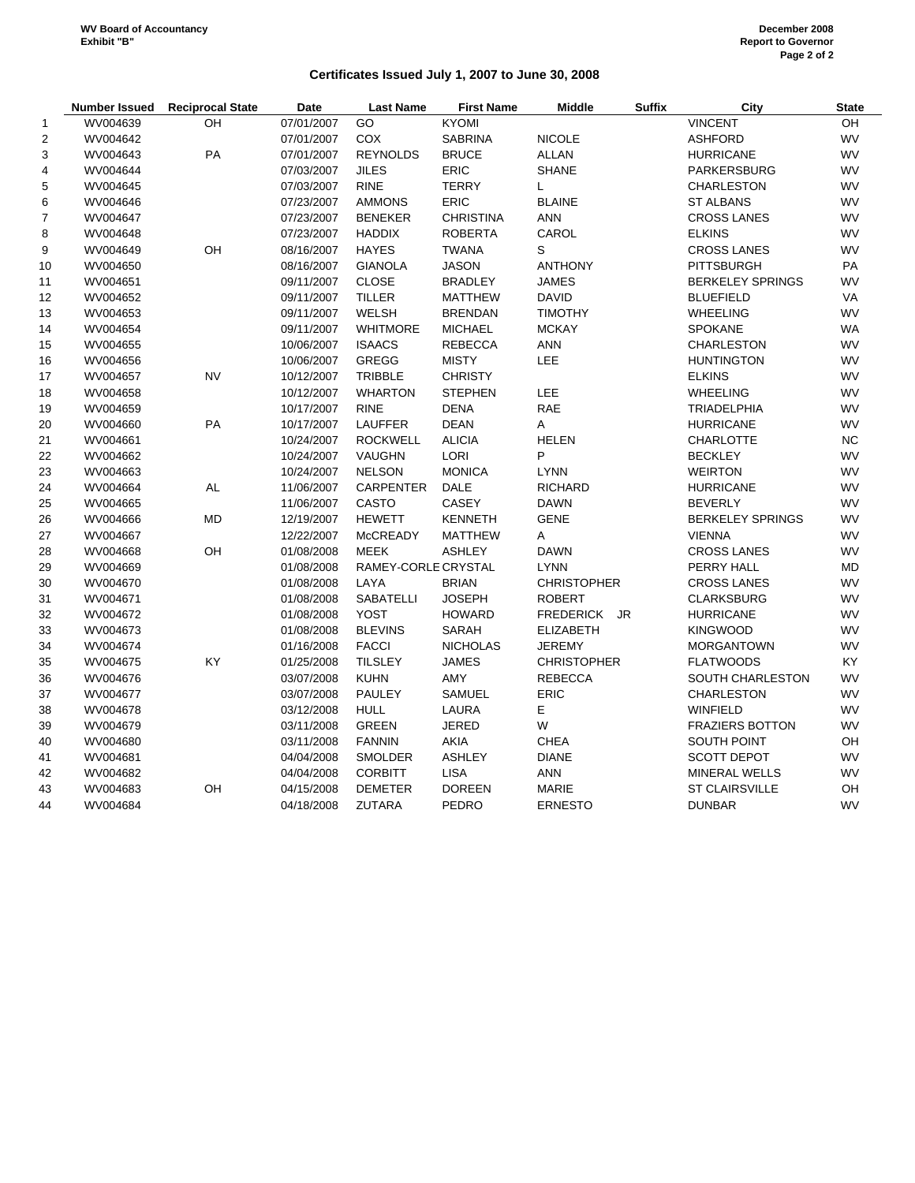WV Board of Accountancy
Exhibit "B"

December 2008
Report to Governor

## Certificates Issued July 1, 2007 to June 30, 2008

| | Number Issued | Reciprocal State | Date | Last Name | First Name | Middle | Suffix | City | State |
|---|---|---|---|---|---|---|---|---|---|
| 1 | WV004639 | OH | 07/01/2007 | GO | KYOMI | | | VINCENT | OH |
| 2 | WV004642 | | 07/01/2007 | COX | SABRINA | NICOLE | | ASHFORD | WV |
| 3 | WV004643 | PA | 07/01/2007 | REYNOLDS | BRUCE | ALLAN | | HURRICANE | WV |
| 4 | WV004644 | | 07/03/2007 | JILES | ERIC | SHANE | | PARKERSBURG | WV |
| 5 | WV004645 | | 07/03/2007 | RINE | TERRY | L | | CHARLESTON | WV |
| 6 | WV004646 | | 07/23/2007 | AMMONS | ERIC | BLAINE | | ST ALBANS | WV |
| 7 | WV004647 | | 07/23/2007 | BENEKER | CHRISTINA | ANN | | CROSS LANES | WV |
| 8 | WV004648 | | 07/23/2007 | HADDIX | ROBERTA | CAROL | | ELKINS | WV |
| 9 | WV004649 | OH | 08/16/2007 | HAYES | TWANA | S | | CROSS LANES | WV |
| 10 | WV004650 | | 08/16/2007 | GIANOLA | JASON | ANTHONY | | PITTSBURGH | PA |
| 11 | WV004651 | | 09/11/2007 | CLOSE | BRADLEY | JAMES | | BERKELEY SPRINGS | WV |
| 12 | WV004652 | | 09/11/2007 | TILLER | MATTHEW | DAVID | | BLUEFIELD | VA |
| 13 | WV004653 | | 09/11/2007 | WELSH | BRENDAN | TIMOTHY | | WHEELING | WV |
| 14 | WV004654 | | 09/11/2007 | WHITMORE | MICHAEL | MCKAY | | SPOKANE | WA |
| 15 | WV004655 | | 10/06/2007 | ISAACS | REBECCA | ANN | | CHARLESTON | WV |
| 16 | WV004656 | | 10/06/2007 | GREGG | MISTY | LEE | | HUNTINGTON | WV |
| 17 | WV004657 | NV | 10/12/2007 | TRIBBLE | CHRISTY | | | ELKINS | WV |
| 18 | WV004658 | | 10/12/2007 | WHARTON | STEPHEN | LEE | | WHEELING | WV |
| 19 | WV004659 | | 10/17/2007 | RINE | DENA | RAE | | TRIADELPHIA | WV |
| 20 | WV004660 | PA | 10/17/2007 | LAUFFER | DEAN | A | | HURRICANE | WV |
| 21 | WV004661 | | 10/24/2007 | ROCKWELL | ALICIA | HELEN | | CHARLOTTE | NC |
| 22 | WV004662 | | 10/24/2007 | VAUGHN | LORI | P | | BECKLEY | WV |
| 23 | WV004663 | | 10/24/2007 | NELSON | MONICA | LYNN | | WEIRTON | WV |
| 24 | WV004664 | AL | 11/06/2007 | CARPENTER | DALE | RICHARD | | HURRICANE | WV |
| 25 | WV004665 | | 11/06/2007 | CASTO | CASEY | DAWN | | BEVERLY | WV |
| 26 | WV004666 | MD | 12/19/2007 | HEWETT | KENNETH | GENE | | BERKELEY SPRINGS | WV |
| 27 | WV004667 | | 12/22/2007 | McCREADY | MATTHEW | A | | VIENNA | WV |
| 28 | WV004668 | OH | 01/08/2008 | MEEK | ASHLEY | DAWN | | CROSS LANES | WV |
| 29 | WV004669 | | 01/08/2008 | RAMEY-CORLE | CRYSTAL | LYNN | | PERRY HALL | MD |
| 30 | WV004670 | | 01/08/2008 | LAYA | BRIAN | CHRISTOPHER | | CROSS LANES | WV |
| 31 | WV004671 | | 01/08/2008 | SABATELLI | JOSEPH | ROBERT | | CLARKSBURG | WV |
| 32 | WV004672 | | 01/08/2008 | YOST | HOWARD | FREDERICK | JR | HURRICANE | WV |
| 33 | WV004673 | | 01/08/2008 | BLEVINS | SARAH | ELIZABETH | | KINGWOOD | WV |
| 34 | WV004674 | | 01/16/2008 | FACCI | NICHOLAS | JEREMY | | MORGANTOWN | WV |
| 35 | WV004675 | KY | 01/25/2008 | TILSLEY | JAMES | CHRISTOPHER | | FLATWOODS | KY |
| 36 | WV004676 | | 03/07/2008 | KUHN | AMY | REBECCA | | SOUTH CHARLESTON | WV |
| 37 | WV004677 | | 03/07/2008 | PAULEY | SAMUEL | ERIC | | CHARLESTON | WV |
| 38 | WV004678 | | 03/12/2008 | HULL | LAURA | E | | WINFIELD | WV |
| 39 | WV004679 | | 03/11/2008 | GREEN | JERED | W | | FRAZIERS BOTTON | WV |
| 40 | WV004680 | | 03/11/2008 | FANNIN | AKIA | CHEA | | SOUTH POINT | OH |
| 41 | WV004681 | | 04/04/2008 | SMOLDER | ASHLEY | DIANE | | SCOTT DEPOT | WV |
| 42 | WV004682 | | 04/04/2008 | CORBITT | LISA | ANN | | MINERAL WELLS | WV |
| 43 | WV004683 | OH | 04/15/2008 | DEMETER | DOREEN | MARIE | | ST CLAIRSVILLE | OH |
| 44 | WV004684 | | 04/18/2008 | ZUTARA | PEDRO | ERNESTO | | DUNBAR | WV |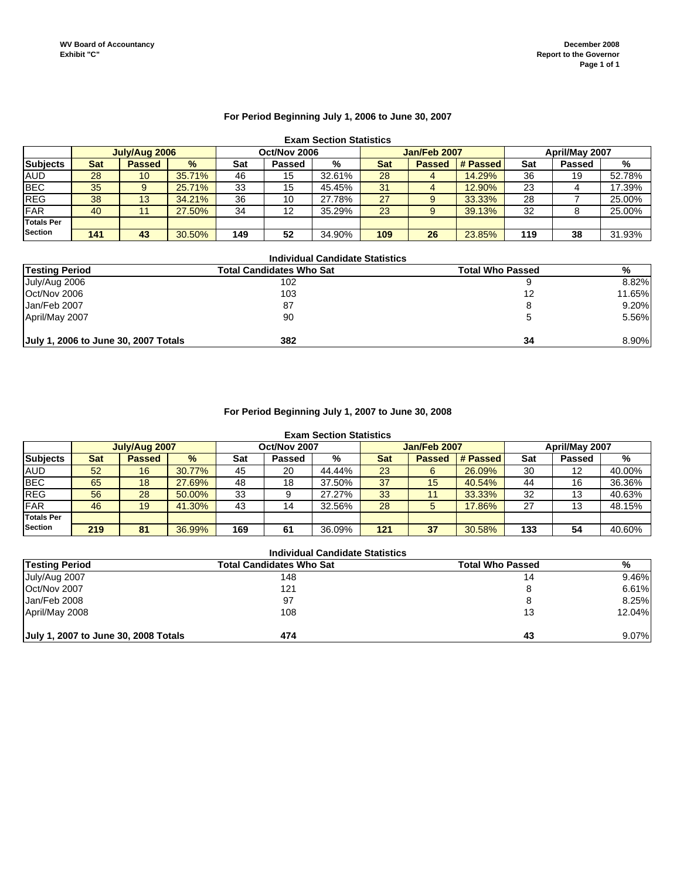WV Board of Accountancy
Exhibit "C"

December 2008
Report to the Governor

## For Period Beginning July 1, 2006 to June 30, 2007

### Exam Section Statistics

| | July/Aug 2006 | | | Oct/Nov 2006 | | | Jan/Feb 2007 | | | April/May 2007 | | |
|---|---|---|---|---|---|---|---|---|---|---|---|---|
| Subjects | Sat | Passed | % | Sat | Passed | % | Sat | Passed | # Passed | Sat | Passed | % |
| AUD | 28 | 10 | 35.71% | 46 | 15 | 32.61% | 28 | 4 | 14.29% | 36 | 19 | 52.78% |
| BEC | 35 | 9 | 25.71% | 33 | 15 | 45.45% | 31 | 4 | 12.90% | 23 | 4 | 17.39% |
| REG | 38 | 13 | 34.21% | 36 | 10 | 27.78% | 27 | 9 | 33.33% | 28 | 7 | 25.00% |
| FAR | 40 | 11 | 27.50% | 34 | 12 | 35.29% | 23 | 9 | 39.13% | 32 | 8 | 25.00% |
| Totals Per Section | **141** | **43** | 30.50% | **149** | **52** | 34.90% | **109** | **26** | 23.85% | **119** | **38** | 31.93% |

### Individual Candidate Statistics

| Testing Period | Total Candidates Who Sat | Total Who Passed | % |
|---|---|---|---|
| July/Aug 2006 | 102 | 9 | 8.82% |
| Oct/Nov 2006 | 103 | 12 | 11.65% |
| Jan/Feb 2007 | 87 | 8 | 9.20% |
| April/May 2007 | 90 | 5 | 5.56% |
| **July 1, 2006 to June 30, 2007 Totals** | **382** | **34** | 8.90% |

## For Period Beginning July 1, 2007 to June 30, 2008

### Exam Section Statistics

| | July/Aug 2007 | | | Oct/Nov 2007 | | | Jan/Feb 2008 | | | April/May 2007 | | |
|---|---|---|---|---|---|---|---|---|---|---|---|---|
| Subjects | Sat | Passed | % | Sat | Passed | % | Sat | Passed | # Passed | Sat | Passed | % |
| AUD | 52 | 16 | 30.77% | 45 | 20 | 44.44% | 23 | 6 | 26.09% | 30 | 12 | 40.00% |
| BEC | 65 | 18 | 27.69% | 48 | 18 | 37.50% | 37 | 15 | 40.54% | 44 | 16 | 36.36% |
| REG | 56 | 28 | 50.00% | 33 | 9 | 27.27% | 33 | 11 | 33.33% | 32 | 13 | 40.63% |
| FAR | 46 | 19 | 41.30% | 43 | 14 | 32.56% | 28 | 5 | 17.86% | 27 | 13 | 48.15% |
| Totals Per Section | **219** | **81** | 36.99% | **169** | **61** | 36.09% | **121** | **37** | 30.58% | **133** | **54** | 40.60% |

### Individual Candidate Statistics

| Testing Period | Total Candidates Who Sat | Total Who Passed | % |
|---|---|---|---|
| July/Aug 2007 | 148 | 14 | 9.46% |
| Oct/Nov 2007 | 121 | 8 | 6.61% |
| Jan/Feb 2008 | 97 | 8 | 8.25% |
| April/May 2008 | 108 | 13 | 12.04% |
| **July 1, 2007 to June 30, 2008 Totals** | **474** | **43** | 9.07% |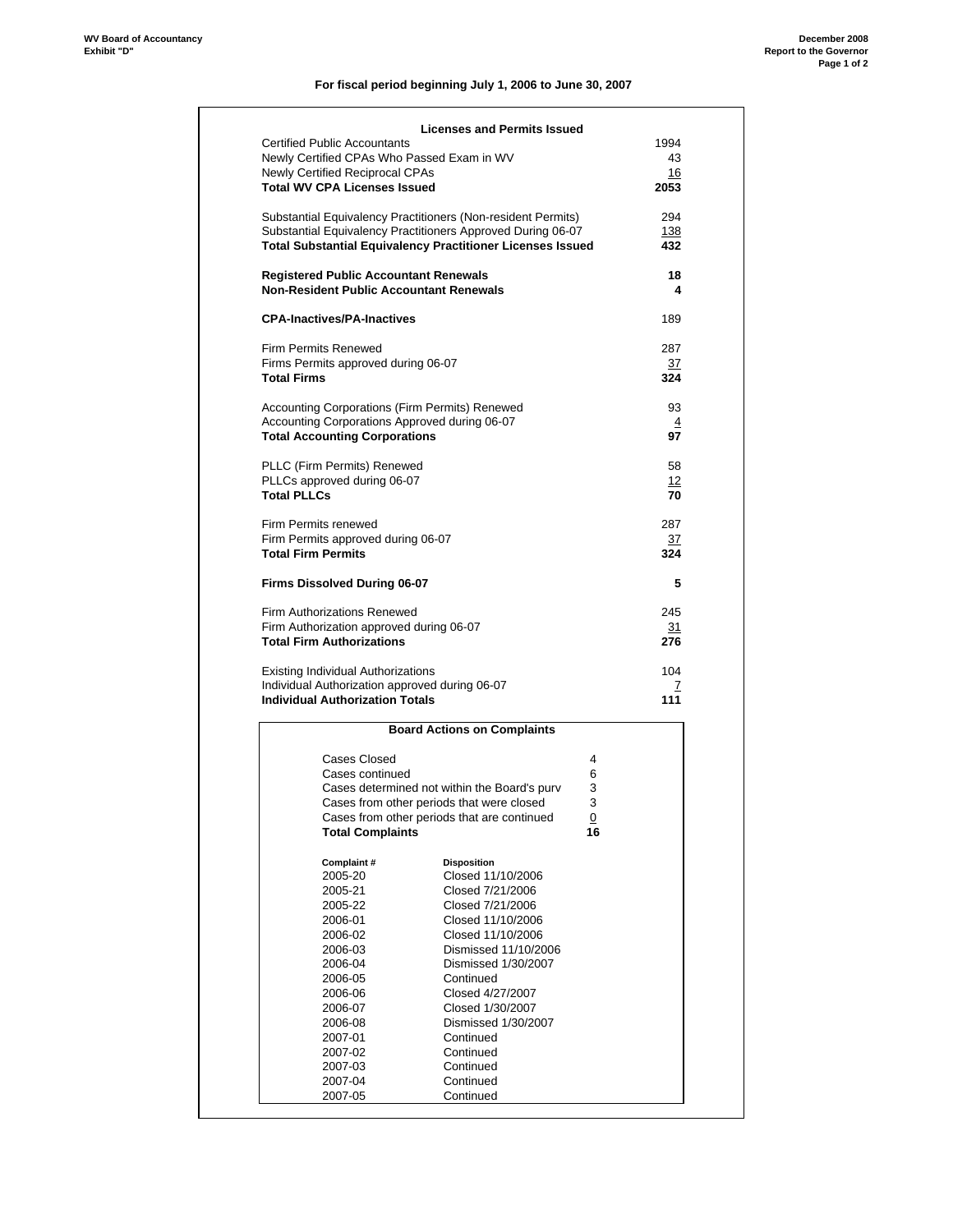For fiscal period beginning July 1, 2006 to June 30, 2007

### Licenses and Permits Issued

| | |
|---|---|
| Certified Public Accountants | 1994 |
| Newly Certified CPAs Who Passed Exam in WV | 43 |
| Newly Certified Reciprocal CPAs | 16 |
| **Total WV CPA Licenses Issued** | **2053** |
| | |
| Substantial Equivalency Practitioners (Non-resident Permits) | 294 |
| Substantial Equivalency Practitioners Approved During 06-07 | 138 |
| **Total Substantial Equivalency Practitioner Licenses Issued** | **432** |
| | |
| **Registered Public Accountant Renewals** | **18** |
| **Non-Resident Public Accountant Renewals** | **4** |
| | |
| **CPA-Inactives/PA-Inactives** | 189 |
| | |
| Firm Permits Renewed | 287 |
| Firms Permits approved during 06-07 | 37 |
| **Total Firms** | **324** |
| | |
| Accounting Corporations (Firm Permits) Renewed | 93 |
| Accounting Corporations Approved during 06-07 | 4 |
| **Total Accounting Corporations** | **97** |
| | |
| PLLC (Firm Permits) Renewed | 58 |
| PLLCs approved during 06-07 | 12 |
| **Total PLLCs** | **70** |
| | |
| Firm Permits renewed | 287 |
| Firm Permits approved during 06-07 | 37 |
| **Total Firm Permits** | **324** |
| | |
| **Firms Dissolved During 06-07** | **5** |
| | |
| Firm Authorizations Renewed | 245 |
| Firm Authorization approved during 06-07 | 31 |
| **Total Firm Authorizations** | **276** |
| | |
| Existing Individual Authorizations | 104 |
| Individual Authorization approved during 06-07 | 7 |
| **Individual Authorization Totals** | **111** |

### Board Actions on Complaints

| | |
|---|---|
| Cases Closed | 4 |
| Cases continued | 6 |
| Cases determined not within the Board's purv | 3 |
| Cases from other periods that were closed | 3 |
| Cases from other periods that are continued | 0 |
| **Total Complaints** | **16** |

| Complaint # | Disposition |
|---|---|
| 2005-20 | Closed 11/10/2006 |
| 2005-21 | Closed 7/21/2006 |
| 2005-22 | Closed 7/21/2006 |
| 2006-01 | Closed 11/10/2006 |
| 2006-02 | Closed 11/10/2006 |
| 2006-03 | Dismissed 11/10/2006 |
| 2006-04 | Dismissed 1/30/2007 |
| 2006-05 | Continued |
| 2006-06 | Closed 4/27/2007 |
| 2006-07 | Closed 1/30/2007 |
| 2006-08 | Dismissed 1/30/2007 |
| 2007-01 | Continued |
| 2007-02 | Continued |
| 2007-03 | Continued |
| 2007-04 | Continued |
| 2007-05 | Continued |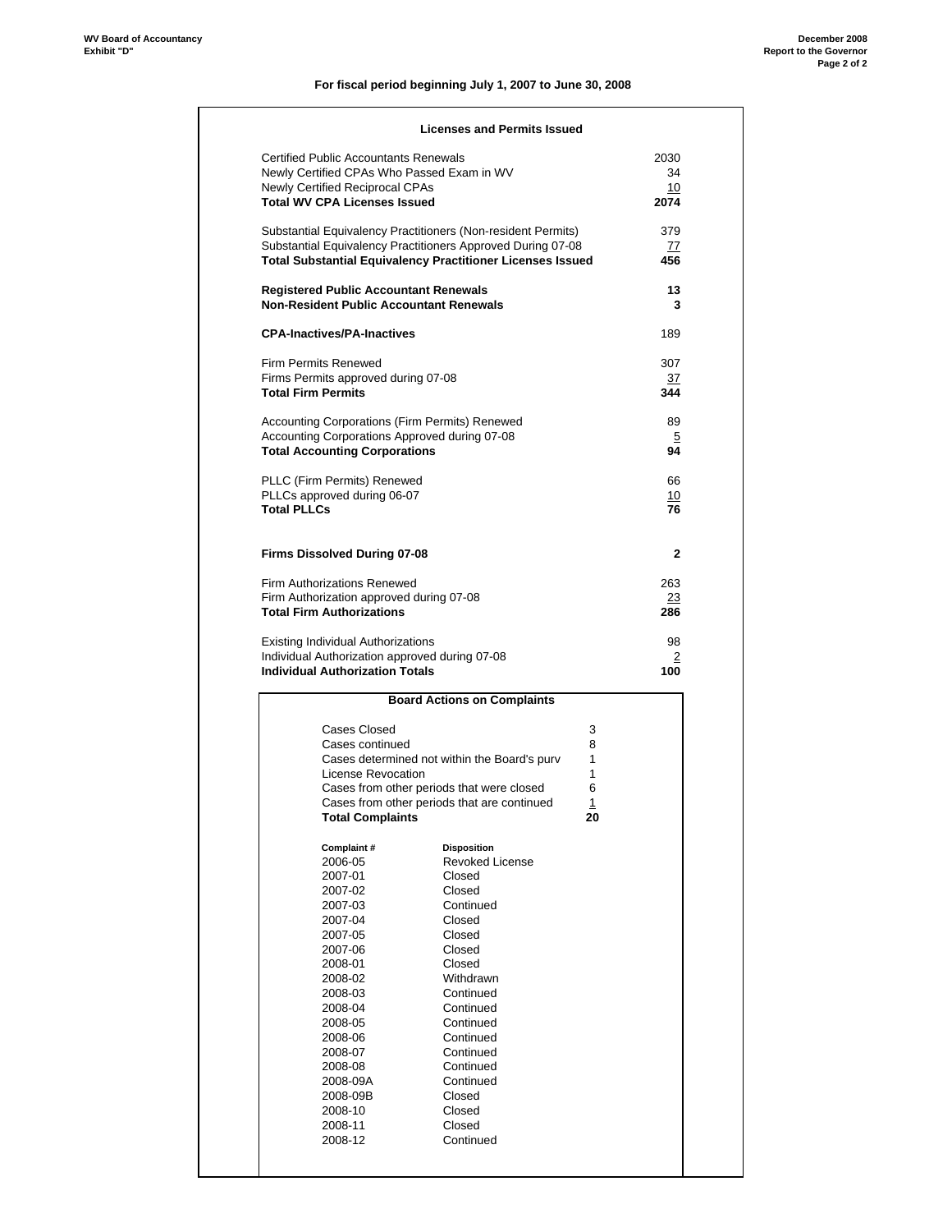**For fiscal period beginning July 1, 2007 to June 30, 2008**

## Licenses and Permits Issued

| | |
|---|---|
| Certified Public Accountants Renewals | 2030 |
| Newly Certified CPAs Who Passed Exam in WV | 34 |
| Newly Certified Reciprocal CPAs | 10 |
| **Total WV CPA Licenses Issued** | **2074** |
| | |
| Substantial Equivalency Practitioners (Non-resident Permits) | 379 |
| Substantial Equivalency Practitioners Approved During 07-08 | 77 |
| **Total Substantial Equivalency Practitioner Licenses Issued** | **456** |
| | |
| **Registered Public Accountant Renewals** | **13** |
| **Non-Resident Public Accountant Renewals** | **3** |
| | |
| **CPA-Inactives/PA-Inactives** | 189 |
| | |
| Firm Permits Renewed | 307 |
| Firms Permits approved during 07-08 | 37 |
| **Total Firm Permits** | **344** |
| | |
| Accounting Corporations (Firm Permits) Renewed | 89 |
| Accounting Corporations Approved during 07-08 | 5 |
| **Total Accounting Corporations** | **94** |
| | |
| PLLC (Firm Permits) Renewed | 66 |
| PLLCs approved during 06-07 | 10 |
| **Total PLLCs** | **76** |
| | |
| **Firms Dissolved During 07-08** | **2** |
| | |
| Firm Authorizations Renewed | 263 |
| Firm Authorization approved during 07-08 | 23 |
| **Total Firm Authorizations** | **286** |
| | |
| Existing Individual Authorizations | 98 |
| Individual Authorization approved during 07-08 | 2 |
| **Individual Authorization Totals** | **100** |

## Board Actions on Complaints

| | |
|---|---|
| Cases Closed | 3 |
| Cases continued | 8 |
| Cases determined not within the Board's purv | 1 |
| License Revocation | 1 |
| Cases from other periods that were closed | 6 |
| Cases from other periods that are continued | 1 |
| **Total Complaints** | **20** |

| Complaint # | Disposition |
|---|---|
| 2006-05 | Revoked License |
| 2007-01 | Closed |
| 2007-02 | Closed |
| 2007-03 | Continued |
| 2007-04 | Closed |
| 2007-05 | Closed |
| 2007-06 | Closed |
| 2008-01 | Closed |
| 2008-02 | Withdrawn |
| 2008-03 | Continued |
| 2008-04 | Continued |
| 2008-05 | Continued |
| 2008-06 | Continued |
| 2008-07 | Continued |
| 2008-08 | Continued |
| 2008-09A | Continued |
| 2008-09B | Closed |
| 2008-10 | Closed |
| 2008-11 | Closed |
| 2008-12 | Continued |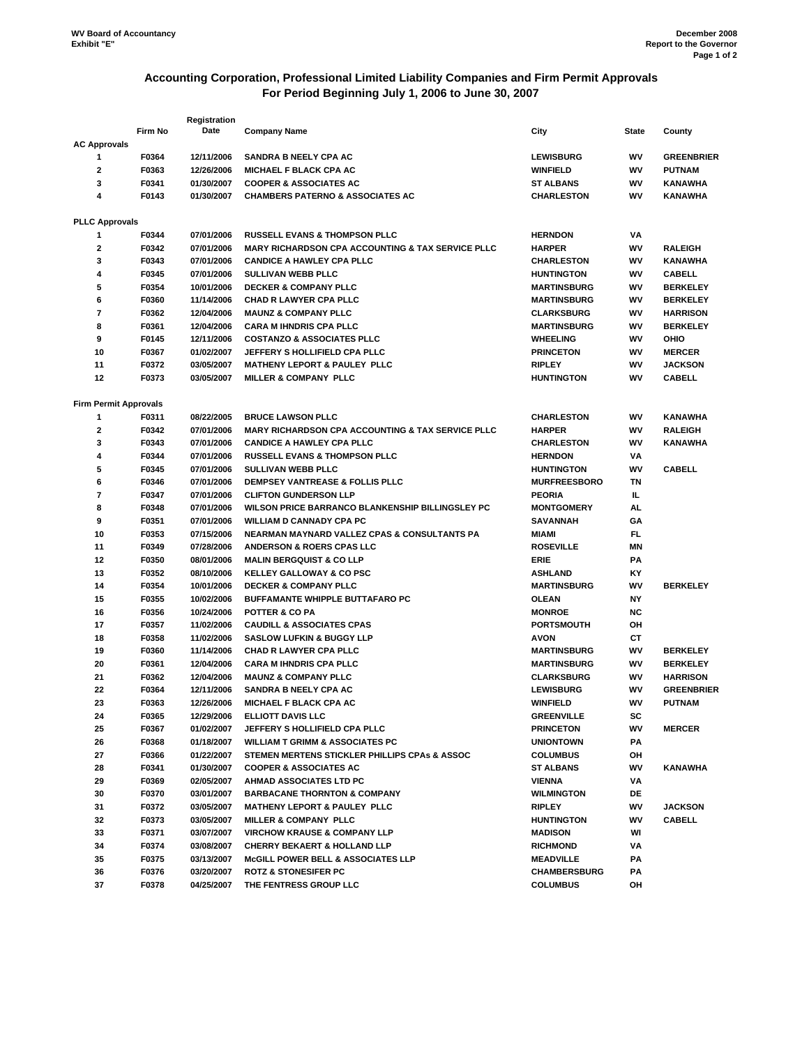WV Board of Accountancy
Exhibit "E"

December 2008
Report to the Governor

## Accounting Corporation, Professional Limited Liability Companies and Firm Permit Approvals
## For Period Beginning July 1, 2006 to June 30, 2007

| | Firm No | Registration Date | Company Name | City | State | County |
|---|---|---|---|---|---|---|
| **AC Approvals** | | | | | | |
| 1 | F0364 | 12/11/2006 | SANDRA B NEELY CPA AC | LEWISBURG | WV | GREENBRIER |
| 2 | F0363 | 12/26/2006 | MICHAEL F BLACK CPA AC | WINFIELD | WV | PUTNAM |
| 3 | F0341 | 01/30/2007 | COOPER & ASSOCIATES AC | ST ALBANS | WV | KANAWHA |
| 4 | F0143 | 01/30/2007 | CHAMBERS PATERNO & ASSOCIATES AC | CHARLESTON | WV | KANAWHA |
| **PLLC Approvals** | | | | | | |
| 1 | F0344 | 07/01/2006 | RUSSELL EVANS & THOMPSON PLLC | HERNDON | VA | |
| 2 | F0342 | 07/01/2006 | MARY RICHARDSON CPA ACCOUNTING & TAX SERVICE PLLC | HARPER | WV | RALEIGH |
| 3 | F0343 | 07/01/2006 | CANDICE A HAWLEY CPA PLLC | CHARLESTON | WV | KANAWHA |
| 4 | F0345 | 07/01/2006 | SULLIVAN WEBB PLLC | HUNTINGTON | WV | CABELL |
| 5 | F0354 | 10/01/2006 | DECKER & COMPANY PLLC | MARTINSBURG | WV | BERKELEY |
| 6 | F0360 | 11/14/2006 | CHAD R LAWYER CPA PLLC | MARTINSBURG | WV | BERKELEY |
| 7 | F0362 | 12/04/2006 | MAUNZ & COMPANY PLLC | CLARKSBURG | WV | HARRISON |
| 8 | F0361 | 12/04/2006 | CARA M IHNDRIS CPA PLLC | MARTINSBURG | WV | BERKELEY |
| 9 | F0145 | 12/11/2006 | COSTANZO & ASSOCIATES PLLC | WHEELING | WV | OHIO |
| 10 | F0367 | 01/02/2007 | JEFFERY S HOLLIFIELD CPA PLLC | PRINCETON | WV | MERCER |
| 11 | F0372 | 03/05/2007 | MATHENY LEPORT & PAULEY PLLC | RIPLEY | WV | JACKSON |
| 12 | F0373 | 03/05/2007 | MILLER & COMPANY PLLC | HUNTINGTON | WV | CABELL |
| **Firm Permit Approvals** | | | | | | |
| 1 | F0311 | 08/22/2005 | BRUCE LAWSON PLLC | CHARLESTON | WV | KANAWHA |
| 2 | F0342 | 07/01/2006 | MARY RICHARDSON CPA ACCOUNTING & TAX SERVICE PLLC | HARPER | WV | RALEIGH |
| 3 | F0343 | 07/01/2006 | CANDICE A HAWLEY CPA PLLC | CHARLESTON | WV | KANAWHA |
| 4 | F0344 | 07/01/2006 | RUSSELL EVANS & THOMPSON PLLC | HERNDON | VA | |
| 5 | F0345 | 07/01/2006 | SULLIVAN WEBB PLLC | HUNTINGTON | WV | CABELL |
| 6 | F0346 | 07/01/2006 | DEMPSEY VANTREASE & FOLLIS PLLC | MURFREESBORO | TN | |
| 7 | F0347 | 07/01/2006 | CLIFTON GUNDERSON LLP | PEORIA | IL | |
| 8 | F0348 | 07/01/2006 | WILSON PRICE BARRANCO BLANKENSHIP BILLINGSLEY PC | MONTGOMERY | AL | |
| 9 | F0351 | 07/01/2006 | WILLIAM D CANNADY CPA PC | SAVANNAH | GA | |
| 10 | F0353 | 07/15/2006 | NEARMAN MAYNARD VALLEZ CPAS & CONSULTANTS PA | MIAMI | FL | |
| 11 | F0349 | 07/28/2006 | ANDERSON & ROERS CPAS LLC | ROSEVILLE | MN | |
| 12 | F0350 | 08/01/2006 | MALIN BERGQUIST & CO LLP | ERIE | PA | |
| 13 | F0352 | 08/10/2006 | KELLEY GALLOWAY & CO PSC | ASHLAND | KY | |
| 14 | F0354 | 10/01/2006 | DECKER & COMPANY PLLC | MARTINSBURG | WV | BERKELEY |
| 15 | F0355 | 10/02/2006 | BUFFAMANTE WHIPPLE BUTTAFARO PC | OLEAN | NY | |
| 16 | F0356 | 10/24/2006 | POTTER & CO PA | MONROE | NC | |
| 17 | F0357 | 11/02/2006 | CAUDILL & ASSOCIATES CPAS | PORTSMOUTH | OH | |
| 18 | F0358 | 11/02/2006 | SASLOW LUFKIN & BUGGY LLP | AVON | CT | |
| 19 | F0360 | 11/14/2006 | CHAD R LAWYER CPA PLLC | MARTINSBURG | WV | BERKELEY |
| 20 | F0361 | 12/04/2006 | CARA M IHNDRIS CPA PLLC | MARTINSBURG | WV | BERKELEY |
| 21 | F0362 | 12/04/2006 | MAUNZ & COMPANY PLLC | CLARKSBURG | WV | HARRISON |
| 22 | F0364 | 12/11/2006 | SANDRA B NEELY CPA AC | LEWISBURG | WV | GREENBRIER |
| 23 | F0363 | 12/26/2006 | MICHAEL F BLACK CPA AC | WINFIELD | WV | PUTNAM |
| 24 | F0365 | 12/29/2006 | ELLIOTT DAVIS LLC | GREENVILLE | SC | |
| 25 | F0367 | 01/02/2007 | JEFFERY S HOLLIFIELD CPA PLLC | PRINCETON | WV | MERCER |
| 26 | F0368 | 01/18/2007 | WILLIAM T GRIMM & ASSOCIATES PC | UNIONTOWN | PA | |
| 27 | F0366 | 01/22/2007 | STEMEN MERTENS STICKLER PHILLIPS CPAs & ASSOC | COLUMBUS | OH | |
| 28 | F0341 | 01/30/2007 | COOPER & ASSOCIATES AC | ST ALBANS | WV | KANAWHA |
| 29 | F0369 | 02/05/2007 | AHMAD ASSOCIATES LTD PC | VIENNA | VA | |
| 30 | F0370 | 03/01/2007 | BARBACANE THORNTON & COMPANY | WILMINGTON | DE | |
| 31 | F0372 | 03/05/2007 | MATHENY LEPORT & PAULEY PLLC | RIPLEY | WV | JACKSON |
| 32 | F0373 | 03/05/2007 | MILLER & COMPANY PLLC | HUNTINGTON | WV | CABELL |
| 33 | F0371 | 03/07/2007 | VIRCHOW KRAUSE & COMPANY LLP | MADISON | WI | |
| 34 | F0374 | 03/08/2007 | CHERRY BEKAERT & HOLLAND LLP | RICHMOND | VA | |
| 35 | F0375 | 03/13/2007 | McGILL POWER BELL & ASSOCIATES LLP | MEADVILLE | PA | |
| 36 | F0376 | 03/20/2007 | ROTZ & STONESIFER PC | CHAMBERSBURG | PA | |
| 37 | F0378 | 04/25/2007 | THE FENTRESS GROUP LLC | COLUMBUS | OH | |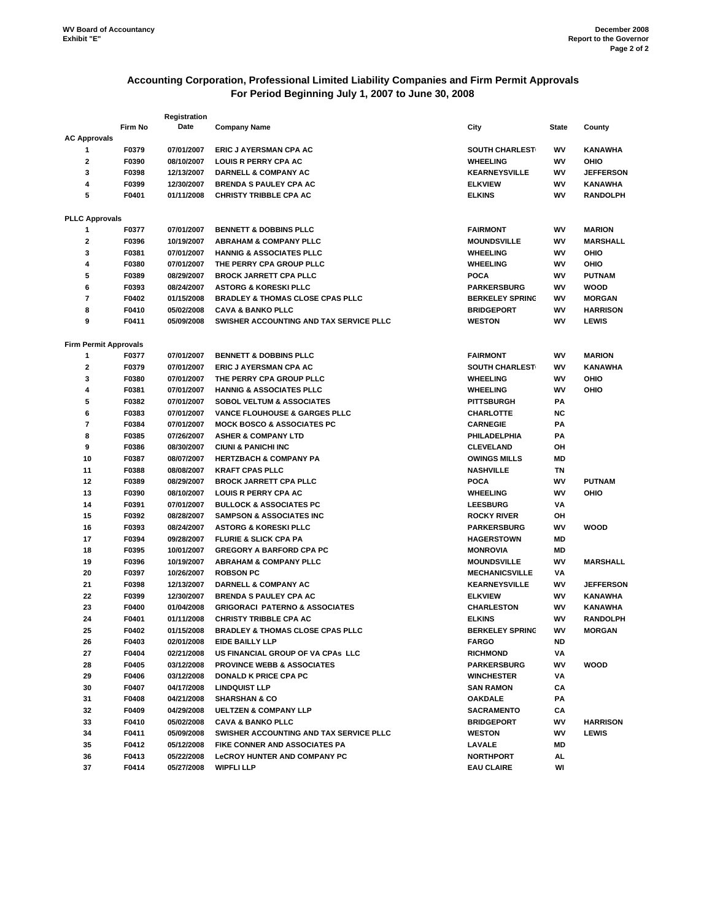WV Board of Accountancy
Exhibit "E"

December 2008
Report to the Governor

## Accounting Corporation, Professional Limited Liability Companies and Firm Permit Approvals
## For Period Beginning July 1, 2007 to June 30, 2008

| | Firm No | Registration Date | Company Name | City | State | County |
|---|---|---|---|---|---|---|
| **AC Approvals** | | | | | | |
| 1 | F0379 | 07/01/2007 | ERIC J AYERSMAN CPA AC | SOUTH CHARLEST | WV | KANAWHA |
| 2 | F0390 | 08/10/2007 | LOUIS R PERRY CPA AC | WHEELING | WV | OHIO |
| 3 | F0398 | 12/13/2007 | DARNELL & COMPANY AC | KEARNEYSVILLE | WV | JEFFERSON |
| 4 | F0399 | 12/30/2007 | BRENDA S PAULEY CPA AC | ELKVIEW | WV | KANAWHA |
| 5 | F0401 | 01/11/2008 | CHRISTY TRIBBLE CPA AC | ELKINS | WV | RANDOLPH |
| **PLLC Approvals** | | | | | | |
| 1 | F0377 | 07/01/2007 | BENNETT & DOBBINS PLLC | FAIRMONT | WV | MARION |
| 2 | F0396 | 10/19/2007 | ABRAHAM & COMPANY PLLC | MOUNDSVILLE | WV | MARSHALL |
| 3 | F0381 | 07/01/2007 | HANNIG & ASSOCIATES PLLC | WHEELING | WV | OHIO |
| 4 | F0380 | 07/01/2007 | THE PERRY CPA GROUP PLLC | WHEELING | WV | OHIO |
| 5 | F0389 | 08/29/2007 | BROCK JARRETT CPA PLLC | POCA | WV | PUTNAM |
| 6 | F0393 | 08/24/2007 | ASTORG & KORESKI PLLC | PARKERSBURG | WV | WOOD |
| 7 | F0402 | 01/15/2008 | BRADLEY & THOMAS CLOSE CPAS PLLC | BERKELEY SPRING | WV | MORGAN |
| 8 | F0410 | 05/02/2008 | CAVA & BANKO PLLC | BRIDGEPORT | WV | HARRISON |
| 9 | F0411 | 05/09/2008 | SWISHER ACCOUNTING AND TAX SERVICE PLLC | WESTON | WV | LEWIS |
| **Firm Permit Approvals** | | | | | | |
| 1 | F0377 | 07/01/2007 | BENNETT & DOBBINS PLLC | FAIRMONT | WV | MARION |
| 2 | F0379 | 07/01/2007 | ERIC J AYERSMAN CPA AC | SOUTH CHARLEST | WV | KANAWHA |
| 3 | F0380 | 07/01/2007 | THE PERRY CPA GROUP PLLC | WHEELING | WV | OHIO |
| 4 | F0381 | 07/01/2007 | HANNIG & ASSOCIATES PLLC | WHEELING | WV | OHIO |
| 5 | F0382 | 07/01/2007 | SOBOL VELTUM & ASSOCIATES | PITTSBURGH | PA | |
| 6 | F0383 | 07/01/2007 | VANCE FLOUHOUSE & GARGES PLLC | CHARLOTTE | NC | |
| 7 | F0384 | 07/01/2007 | MOCK BOSCO & ASSOCIATES PC | CARNEGIE | PA | |
| 8 | F0385 | 07/26/2007 | ASHER & COMPANY LTD | PHILADELPHIA | PA | |
| 9 | F0386 | 08/30/2007 | CIUNI & PANICHI INC | CLEVELAND | OH | |
| 10 | F0387 | 08/07/2007 | HERTZBACH & COMPANY PA | OWINGS MILLS | MD | |
| 11 | F0388 | 08/08/2007 | KRAFT CPAS PLLC | NASHVILLE | TN | |
| 12 | F0389 | 08/29/2007 | BROCK JARRETT CPA PLLC | POCA | WV | PUTNAM |
| 13 | F0390 | 08/10/2007 | LOUIS R PERRY CPA AC | WHEELING | WV | OHIO |
| 14 | F0391 | 07/01/2007 | BULLOCK & ASSOCIATES PC | LEESBURG | VA | |
| 15 | F0392 | 08/28/2007 | SAMPSON & ASSOCIATES INC | ROCKY RIVER | OH | |
| 16 | F0393 | 08/24/2007 | ASTORG & KORESKI PLLC | PARKERSBURG | WV | WOOD |
| 17 | F0394 | 09/28/2007 | FLURIE & SLICK CPA PA | HAGERSTOWN | MD | |
| 18 | F0395 | 10/01/2007 | GREGORY A BARFORD CPA PC | MONROVIA | MD | |
| 19 | F0396 | 10/19/2007 | ABRAHAM & COMPANY PLLC | MOUNDSVILLE | WV | MARSHALL |
| 20 | F0397 | 10/26/2007 | ROBSON PC | MECHANICSVILLE | VA | |
| 21 | F0398 | 12/13/2007 | DARNELL & COMPANY AC | KEARNEYSVILLE | WV | JEFFERSON |
| 22 | F0399 | 12/30/2007 | BRENDA S PAULEY CPA AC | ELKVIEW | WV | KANAWHA |
| 23 | F0400 | 01/04/2008 | GRIGORACI PATERNO & ASSOCIATES | CHARLESTON | WV | KANAWHA |
| 24 | F0401 | 01/11/2008 | CHRISTY TRIBBLE CPA AC | ELKINS | WV | RANDOLPH |
| 25 | F0402 | 01/15/2008 | BRADLEY & THOMAS CLOSE CPAS PLLC | BERKELEY SPRING | WV | MORGAN |
| 26 | F0403 | 02/01/2008 | EIDE BAILLY LLP | FARGO | ND | |
| 27 | F0404 | 02/21/2008 | US FINANCIAL GROUP OF VA CPAs LLC | RICHMOND | VA | |
| 28 | F0405 | 03/12/2008 | PROVINCE WEBB & ASSOCIATES | PARKERSBURG | WV | WOOD |
| 29 | F0406 | 03/12/2008 | DONALD K PRICE CPA PC | WINCHESTER | VA | |
| 30 | F0407 | 04/17/2008 | LINDQUIST LLP | SAN RAMON | CA | |
| 31 | F0408 | 04/21/2008 | SHARSHAN & CO | OAKDALE | PA | |
| 32 | F0409 | 04/29/2008 | UELTZEN & COMPANY LLP | SACRAMENTO | CA | |
| 33 | F0410 | 05/02/2008 | CAVA & BANKO PLLC | BRIDGEPORT | WV | HARRISON |
| 34 | F0411 | 05/09/2008 | SWISHER ACCOUNTING AND TAX SERVICE PLLC | WESTON | WV | LEWIS |
| 35 | F0412 | 05/12/2008 | FIKE CONNER AND ASSOCIATES PA | LAVALE | MD | |
| 36 | F0413 | 05/22/2008 | LeCROY HUNTER AND COMPANY PC | NORTHPORT | AL | |
| 37 | F0414 | 05/27/2008 | WIPFLI LLP | EAU CLAIRE | WI | |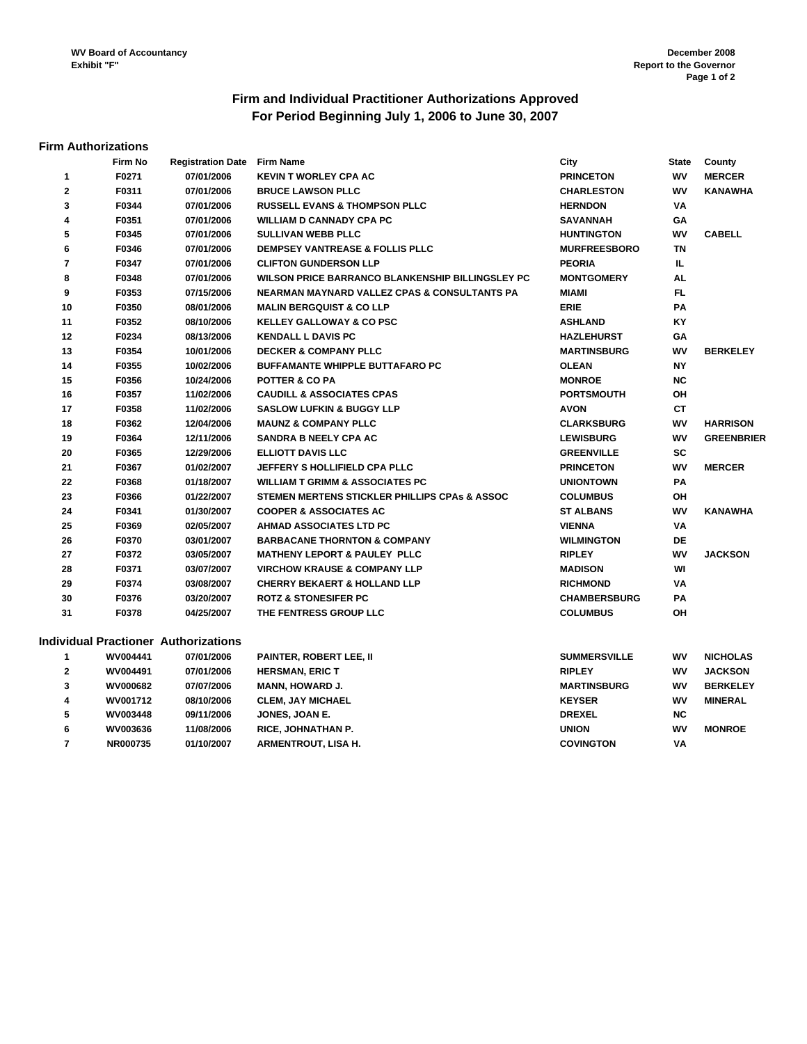WV Board of Accountancy
Exhibit "F"

December 2008
Report to the Governor

# Firm and Individual Practitioner Authorizations Approved
## For Period Beginning July 1, 2006 to June 30, 2007

### Firm Authorizations

| | Firm No | Registration Date | Firm Name | City | State | County |
|---|---|---|---|---|---|---|
| 1 | F0271 | 07/01/2006 | KEVIN T WORLEY CPA AC | PRINCETON | WV | MERCER |
| 2 | F0311 | 07/01/2006 | BRUCE LAWSON PLLC | CHARLESTON | WV | KANAWHA |
| 3 | F0344 | 07/01/2006 | RUSSELL EVANS & THOMPSON PLLC | HERNDON | VA | |
| 4 | F0351 | 07/01/2006 | WILLIAM D CANNADY CPA PC | SAVANNAH | GA | |
| 5 | F0345 | 07/01/2006 | SULLIVAN WEBB PLLC | HUNTINGTON | WV | CABELL |
| 6 | F0346 | 07/01/2006 | DEMPSEY VANTREASE & FOLLIS PLLC | MURFREESBORO | TN | |
| 7 | F0347 | 07/01/2006 | CLIFTON GUNDERSON LLP | PEORIA | IL | |
| 8 | F0348 | 07/01/2006 | WILSON PRICE BARRANCO BLANKENSHIP BILLINGSLEY PC | MONTGOMERY | AL | |
| 9 | F0353 | 07/15/2006 | NEARMAN MAYNARD VALLEZ CPAS & CONSULTANTS PA | MIAMI | FL | |
| 10 | F0350 | 08/01/2006 | MALIN BERGQUIST & CO LLP | ERIE | PA | |
| 11 | F0352 | 08/10/2006 | KELLEY GALLOWAY & CO PSC | ASHLAND | KY | |
| 12 | F0234 | 08/13/2006 | KENDALL L DAVIS PC | HAZLEHURST | GA | |
| 13 | F0354 | 10/01/2006 | DECKER & COMPANY PLLC | MARTINSBURG | WV | BERKELEY |
| 14 | F0355 | 10/02/2006 | BUFFAMANTE WHIPPLE BUTTAFARO PC | OLEAN | NY | |
| 15 | F0356 | 10/24/2006 | POTTER & CO PA | MONROE | NC | |
| 16 | F0357 | 11/02/2006 | CAUDILL & ASSOCIATES CPAS | PORTSMOUTH | OH | |
| 17 | F0358 | 11/02/2006 | SASLOW LUFKIN & BUGGY LLP | AVON | CT | |
| 18 | F0362 | 12/04/2006 | MAUNZ & COMPANY PLLC | CLARKSBURG | WV | HARRISON |
| 19 | F0364 | 12/11/2006 | SANDRA B NEELY CPA AC | LEWISBURG | WV | GREENBRIER |
| 20 | F0365 | 12/29/2006 | ELLIOTT DAVIS LLC | GREENVILLE | SC | |
| 21 | F0367 | 01/02/2007 | JEFFERY S HOLLIFIELD CPA PLLC | PRINCETON | WV | MERCER |
| 22 | F0368 | 01/18/2007 | WILLIAM T GRIMM & ASSOCIATES PC | UNIONTOWN | PA | |
| 23 | F0366 | 01/22/2007 | STEMEN MERTENS STICKLER PHILLIPS CPAs & ASSOC | COLUMBUS | OH | |
| 24 | F0341 | 01/30/2007 | COOPER & ASSOCIATES AC | ST ALBANS | WV | KANAWHA |
| 25 | F0369 | 02/05/2007 | AHMAD ASSOCIATES LTD PC | VIENNA | VA | |
| 26 | F0370 | 03/01/2007 | BARBACANE THORNTON & COMPANY | WILMINGTON | DE | |
| 27 | F0372 | 03/05/2007 | MATHENY LEPORT & PAULEY PLLC | RIPLEY | WV | JACKSON |
| 28 | F0371 | 03/07/2007 | VIRCHOW KRAUSE & COMPANY LLP | MADISON | WI | |
| 29 | F0374 | 03/08/2007 | CHERRY BEKAERT & HOLLAND LLP | RICHMOND | VA | |
| 30 | F0376 | 03/20/2007 | ROTZ & STONESIFER PC | CHAMBERSBURG | PA | |
| 31 | F0378 | 04/25/2007 | THE FENTRESS GROUP LLC | COLUMBUS | OH | |

### Individual Practioner Authorizations

| | | | | | | |
|---|---|---|---|---|---|---|
| 1 | WV004441 | 07/01/2006 | PAINTER, ROBERT LEE, II | SUMMERSVILLE | WV | NICHOLAS |
| 2 | WV004491 | 07/01/2006 | HERSMAN, ERIC T | RIPLEY | WV | JACKSON |
| 3 | WV000682 | 07/07/2006 | MANN, HOWARD J. | MARTINSBURG | WV | BERKELEY |
| 4 | WV001712 | 08/10/2006 | CLEM, JAY MICHAEL | KEYSER | WV | MINERAL |
| 5 | WV003448 | 09/11/2006 | JONES, JOAN E. | DREXEL | NC | |
| 6 | WV003636 | 11/08/2006 | RICE, JOHNATHAN P. | UNION | WV | MONROE |
| 7 | NR000735 | 01/10/2007 | ARMENTROUT, LISA H. | COVINGTON | VA | |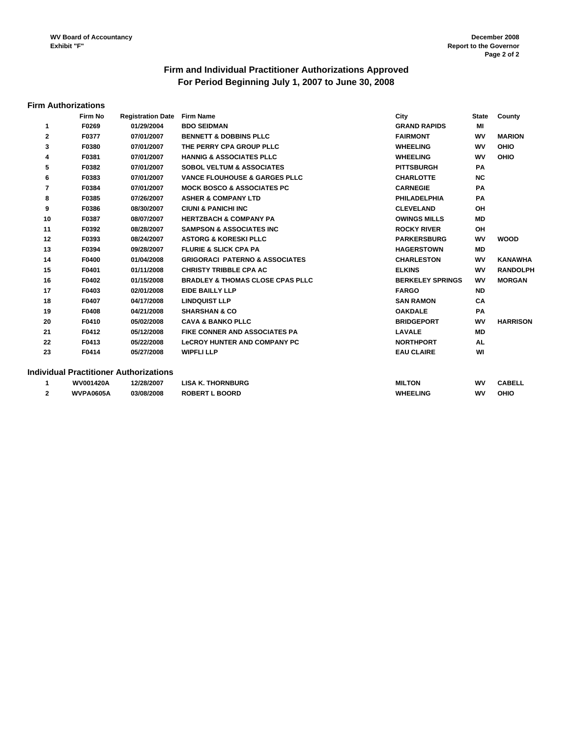WV Board of Accountancy
Exhibit "F"

December 2008
Report to the Governor

## Firm and Individual Practitioner Authorizations Approved
## For Period Beginning July 1, 2007 to June 30, 2008

### Firm Authorizations

| | Firm No | Registration Date | Firm Name | City | State | County |
|---|---|---|---|---|---|---|
| 1 | F0269 | 01/29/2004 | BDO SEIDMAN | GRAND RAPIDS | MI | |
| 2 | F0377 | 07/01/2007 | BENNETT & DOBBINS PLLC | FAIRMONT | WV | MARION |
| 3 | F0380 | 07/01/2007 | THE PERRY CPA GROUP PLLC | WHEELING | WV | OHIO |
| 4 | F0381 | 07/01/2007 | HANNIG & ASSOCIATES PLLC | WHEELING | WV | OHIO |
| 5 | F0382 | 07/01/2007 | SOBOL VELTUM & ASSOCIATES | PITTSBURGH | PA | |
| 6 | F0383 | 07/01/2007 | VANCE FLOUHOUSE & GARGES PLLC | CHARLOTTE | NC | |
| 7 | F0384 | 07/01/2007 | MOCK BOSCO & ASSOCIATES PC | CARNEGIE | PA | |
| 8 | F0385 | 07/26/2007 | ASHER & COMPANY LTD | PHILADELPHIA | PA | |
| 9 | F0386 | 08/30/2007 | CIUNI & PANICHI INC | CLEVELAND | OH | |
| 10 | F0387 | 08/07/2007 | HERTZBACH & COMPANY PA | OWINGS MILLS | MD | |
| 11 | F0392 | 08/28/2007 | SAMPSON & ASSOCIATES INC | ROCKY RIVER | OH | |
| 12 | F0393 | 08/24/2007 | ASTORG & KORESKI PLLC | PARKERSBURG | WV | WOOD |
| 13 | F0394 | 09/28/2007 | FLURIE & SLICK CPA PA | HAGERSTOWN | MD | |
| 14 | F0400 | 01/04/2008 | GRIGORACI PATERNO & ASSOCIATES | CHARLESTON | WV | KANAWHA |
| 15 | F0401 | 01/11/2008 | CHRISTY TRIBBLE CPA AC | ELKINS | WV | RANDOLPH |
| 16 | F0402 | 01/15/2008 | BRADLEY & THOMAS CLOSE CPAS PLLC | BERKELEY SPRINGS | WV | MORGAN |
| 17 | F0403 | 02/01/2008 | EIDE BAILLY LLP | FARGO | ND | |
| 18 | F0407 | 04/17/2008 | LINDQUIST LLP | SAN RAMON | CA | |
| 19 | F0408 | 04/21/2008 | SHARSHAN & CO | OAKDALE | PA | |
| 20 | F0410 | 05/02/2008 | CAVA & BANKO PLLC | BRIDGEPORT | WV | HARRISON |
| 21 | F0412 | 05/12/2008 | FIKE CONNER AND ASSOCIATES PA | LAVALE | MD | |
| 22 | F0413 | 05/22/2008 | LeCROY HUNTER AND COMPANY PC | NORTHPORT | AL | |
| 23 | F0414 | 05/27/2008 | WIPFLI LLP | EAU CLAIRE | WI | |

### Individual Practitioner Authorizations

| | | | | | | |
|---|---|---|---|---|---|---|
| 1 | WV001420A | 12/28/2007 | LISA K. THORNBURG | MILTON | WV | CABELL |
| 2 | WVPA0605A | 03/08/2008 | ROBERT L BOORD | WHEELING | WV | OHIO |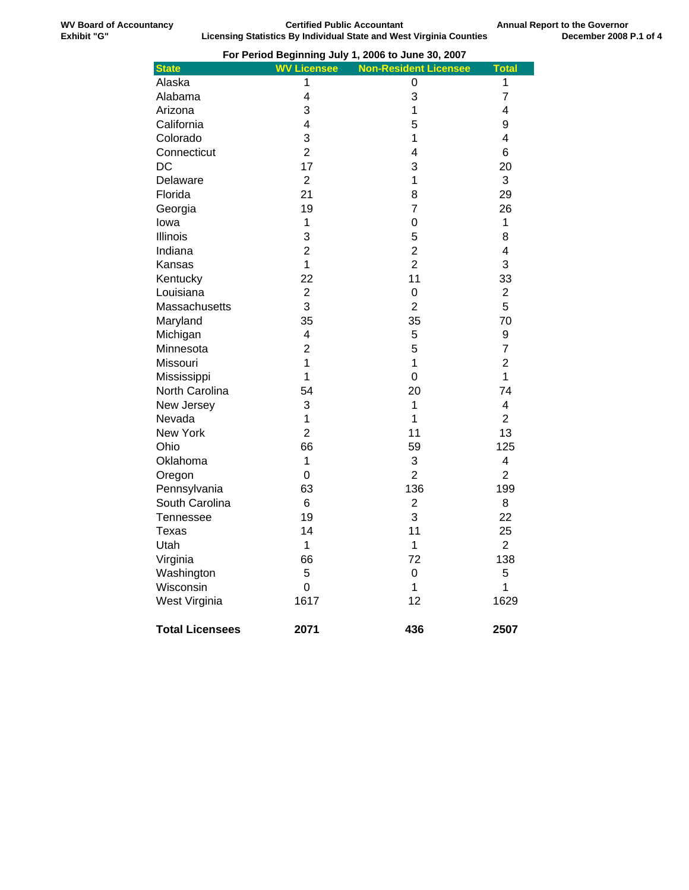WV Board of Accountancy
Exhibit "G"

**Certified Public Accountant**
**Licensing Statistics By Individual State and West Virginia Counties**

Annual Report to the Governor
December 2008

**For Period Beginning July 1, 2006 to June 30, 2007**

| State | WV Licensee | Non-Resident Licensee | Total |
|---|---|---|---|
| Alaska | 1 | 0 | 1 |
| Alabama | 4 | 3 | 7 |
| Arizona | 3 | 1 | 4 |
| California | 4 | 5 | 9 |
| Colorado | 3 | 1 | 4 |
| Connecticut | 2 | 4 | 6 |
| DC | 17 | 3 | 20 |
| Delaware | 2 | 1 | 3 |
| Florida | 21 | 8 | 29 |
| Georgia | 19 | 7 | 26 |
| Iowa | 1 | 0 | 1 |
| Illinois | 3 | 5 | 8 |
| Indiana | 2 | 2 | 4 |
| Kansas | 1 | 2 | 3 |
| Kentucky | 22 | 11 | 33 |
| Louisiana | 2 | 0 | 2 |
| Massachusetts | 3 | 2 | 5 |
| Maryland | 35 | 35 | 70 |
| Michigan | 4 | 5 | 9 |
| Minnesota | 2 | 5 | 7 |
| Missouri | 1 | 1 | 2 |
| Mississippi | 1 | 0 | 1 |
| North Carolina | 54 | 20 | 74 |
| New Jersey | 3 | 1 | 4 |
| Nevada | 1 | 1 | 2 |
| New York | 2 | 11 | 13 |
| Ohio | 66 | 59 | 125 |
| Oklahoma | 1 | 3 | 4 |
| Oregon | 0 | 2 | 2 |
| Pennsylvania | 63 | 136 | 199 |
| South Carolina | 6 | 2 | 8 |
| Tennessee | 19 | 3 | 22 |
| Texas | 14 | 11 | 25 |
| Utah | 1 | 1 | 2 |
| Virginia | 66 | 72 | 138 |
| Washington | 5 | 0 | 5 |
| Wisconsin | 0 | 1 | 1 |
| West Virginia | 1617 | 12 | 1629 |
| **Total Licensees** | **2071** | **436** | **2507** |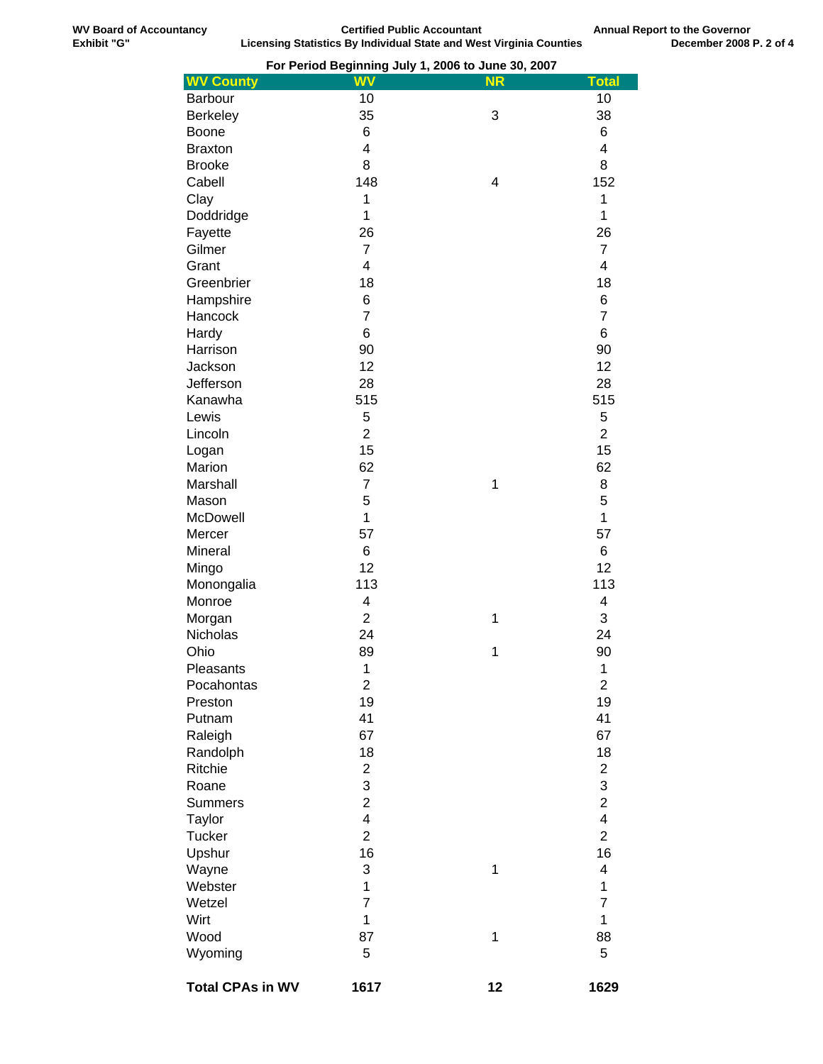WV Board of Accountancy
Exhibit "G"

**Certified Public Accountant**
**Licensing Statistics By Individual State and West Virginia Counties**

Annual Report to the Governor
December 2008 P. 2 of 4

**For Period Beginning July 1, 2006 to June 30, 2007**

| WV County | WV | NR | Total |
|---|---|---|---|
| Barbour | 10 | | 10 |
| Berkeley | 35 | 3 | 38 |
| Boone | 6 | | 6 |
| Braxton | 4 | | 4 |
| Brooke | 8 | | 8 |
| Cabell | 148 | 4 | 152 |
| Clay | 1 | | 1 |
| Doddridge | 1 | | 1 |
| Fayette | 26 | | 26 |
| Gilmer | 7 | | 7 |
| Grant | 4 | | 4 |
| Greenbrier | 18 | | 18 |
| Hampshire | 6 | | 6 |
| Hancock | 7 | | 7 |
| Hardy | 6 | | 6 |
| Harrison | 90 | | 90 |
| Jackson | 12 | | 12 |
| Jefferson | 28 | | 28 |
| Kanawha | 515 | | 515 |
| Lewis | 5 | | 5 |
| Lincoln | 2 | | 2 |
| Logan | 15 | | 15 |
| Marion | 62 | | 62 |
| Marshall | 7 | 1 | 8 |
| Mason | 5 | | 5 |
| McDowell | 1 | | 1 |
| Mercer | 57 | | 57 |
| Mineral | 6 | | 6 |
| Mingo | 12 | | 12 |
| Monongalia | 113 | | 113 |
| Monroe | 4 | | 4 |
| Morgan | 2 | 1 | 3 |
| Nicholas | 24 | | 24 |
| Ohio | 89 | 1 | 90 |
| Pleasants | 1 | | 1 |
| Pocahontas | 2 | | 2 |
| Preston | 19 | | 19 |
| Putnam | 41 | | 41 |
| Raleigh | 67 | | 67 |
| Randolph | 18 | | 18 |
| Ritchie | 2 | | 2 |
| Roane | 3 | | 3 |
| Summers | 2 | | 2 |
| Taylor | 4 | | 4 |
| Tucker | 2 | | 2 |
| Upshur | 16 | | 16 |
| Wayne | 3 | 1 | 4 |
| Webster | 1 | | 1 |
| Wetzel | 7 | | 7 |
| Wirt | 1 | | 1 |
| Wood | 87 | 1 | 88 |
| Wyoming | 5 | | 5 |
| **Total CPAs in WV** | **1617** | **12** | **1629** |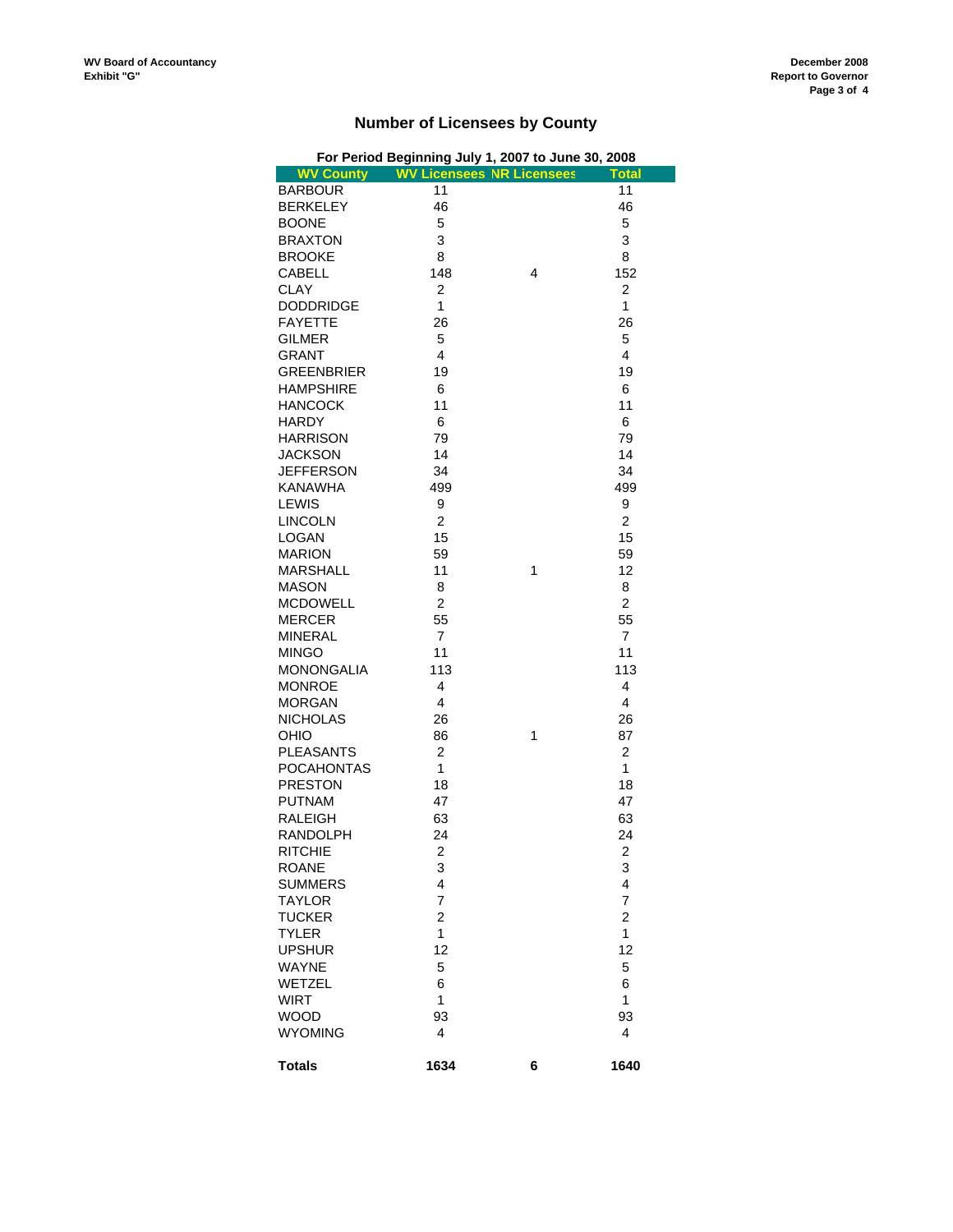WV Board of Accountancy
Exhibit "G"

December 2008
Report to Governor

## Number of Licensees by County

For Period Beginning July 1, 2007 to June 30, 2008

| WV County | WV Licensees | NR Licensees | Total |
|---|---|---|---|
| BARBOUR | 11 | | 11 |
| BERKELEY | 46 | | 46 |
| BOONE | 5 | | 5 |
| BRAXTON | 3 | | 3 |
| BROOKE | 8 | | 8 |
| CABELL | 148 | 4 | 152 |
| CLAY | 2 | | 2 |
| DODDRIDGE | 1 | | 1 |
| FAYETTE | 26 | | 26 |
| GILMER | 5 | | 5 |
| GRANT | 4 | | 4 |
| GREENBRIER | 19 | | 19 |
| HAMPSHIRE | 6 | | 6 |
| HANCOCK | 11 | | 11 |
| HARDY | 6 | | 6 |
| HARRISON | 79 | | 79 |
| JACKSON | 14 | | 14 |
| JEFFERSON | 34 | | 34 |
| KANAWHA | 499 | | 499 |
| LEWIS | 9 | | 9 |
| LINCOLN | 2 | | 2 |
| LOGAN | 15 | | 15 |
| MARION | 59 | | 59 |
| MARSHALL | 11 | 1 | 12 |
| MASON | 8 | | 8 |
| MCDOWELL | 2 | | 2 |
| MERCER | 55 | | 55 |
| MINERAL | 7 | | 7 |
| MINGO | 11 | | 11 |
| MONONGALIA | 113 | | 113 |
| MONROE | 4 | | 4 |
| MORGAN | 4 | | 4 |
| NICHOLAS | 26 | | 26 |
| OHIO | 86 | 1 | 87 |
| PLEASANTS | 2 | | 2 |
| POCAHONTAS | 1 | | 1 |
| PRESTON | 18 | | 18 |
| PUTNAM | 47 | | 47 |
| RALEIGH | 63 | | 63 |
| RANDOLPH | 24 | | 24 |
| RITCHIE | 2 | | 2 |
| ROANE | 3 | | 3 |
| SUMMERS | 4 | | 4 |
| TAYLOR | 7 | | 7 |
| TUCKER | 2 | | 2 |
| TYLER | 1 | | 1 |
| UPSHUR | 12 | | 12 |
| WAYNE | 5 | | 5 |
| WETZEL | 6 | | 6 |
| WIRT | 1 | | 1 |
| WOOD | 93 | | 93 |
| WYOMING | 4 | | 4 |
| **Totals** | **1634** | **6** | **1640** |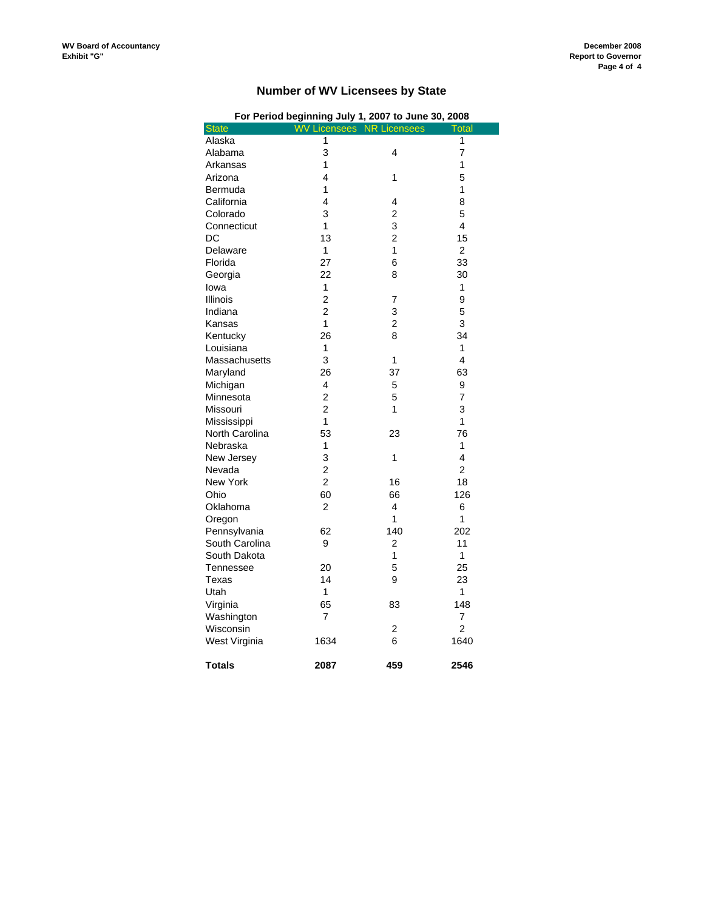WV Board of Accountancy
Exhibit "G"

December 2008
Report to Governor

## Number of WV Licensees by State

**For Period beginning July 1, 2007 to June 30, 2008**

| State | WV Licensees | NR Licensees | Total |
|---|---|---|---|
| Alaska | 1 | | 1 |
| Alabama | 3 | 4 | 7 |
| Arkansas | 1 | | 1 |
| Arizona | 4 | 1 | 5 |
| Bermuda | 1 | | 1 |
| California | 4 | 4 | 8 |
| Colorado | 3 | 2 | 5 |
| Connecticut | 1 | 3 | 4 |
| DC | 13 | 2 | 15 |
| Delaware | 1 | 1 | 2 |
| Florida | 27 | 6 | 33 |
| Georgia | 22 | 8 | 30 |
| Iowa | 1 | | 1 |
| Illinois | 2 | 7 | 9 |
| Indiana | 2 | 3 | 5 |
| Kansas | 1 | 2 | 3 |
| Kentucky | 26 | 8 | 34 |
| Louisiana | 1 | | 1 |
| Massachusetts | 3 | 1 | 4 |
| Maryland | 26 | 37 | 63 |
| Michigan | 4 | 5 | 9 |
| Minnesota | 2 | 5 | 7 |
| Missouri | 2 | 1 | 3 |
| Mississippi | 1 | | 1 |
| North Carolina | 53 | 23 | 76 |
| Nebraska | 1 | | 1 |
| New Jersey | 3 | 1 | 4 |
| Nevada | 2 | | 2 |
| New York | 2 | 16 | 18 |
| Ohio | 60 | 66 | 126 |
| Oklahoma | 2 | 4 | 6 |
| Oregon | | 1 | 1 |
| Pennsylvania | 62 | 140 | 202 |
| South Carolina | 9 | 2 | 11 |
| South Dakota | | 1 | 1 |
| Tennessee | 20 | 5 | 25 |
| Texas | 14 | 9 | 23 |
| Utah | 1 | | 1 |
| Virginia | 65 | 83 | 148 |
| Washington | 7 | | 7 |
| Wisconsin | | 2 | 2 |
| West Virginia | 1634 | 6 | 1640 |
| **Totals** | **2087** | **459** | **2546** |